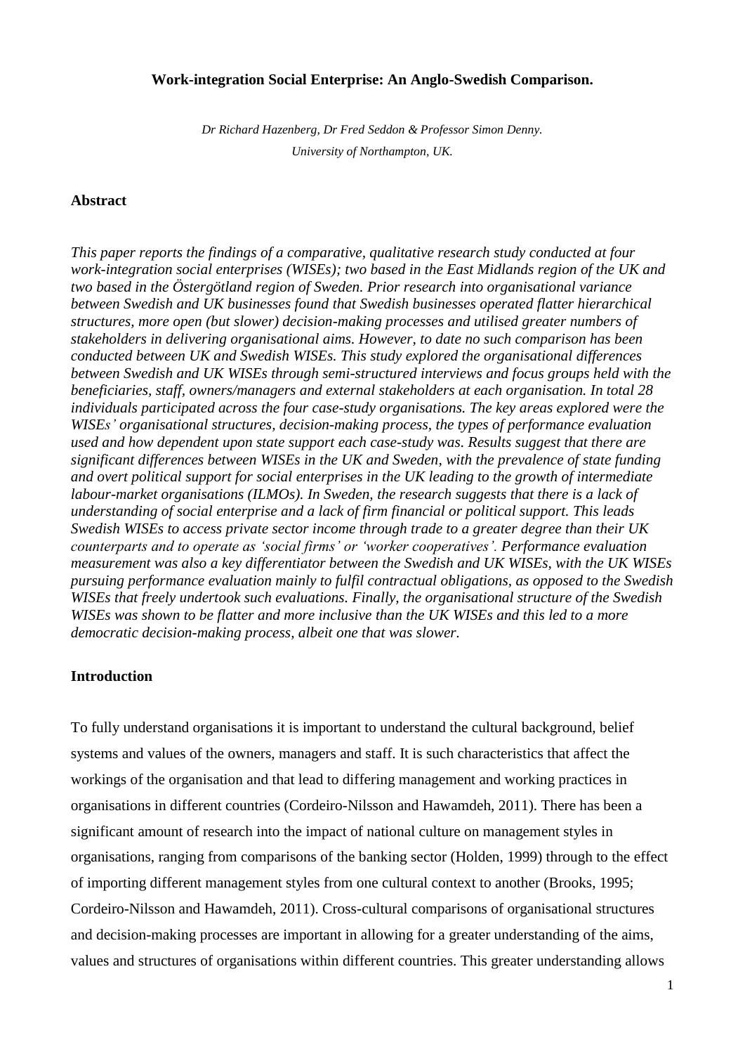# Work-integration Social Enterprise: An Anglo-Swedish Comparison.

*Dr Richard Hazenberg, Dr Fred Seddon & Professor Simon Denny.*
*University of Northampton, UK.*

## Abstract

*This paper reports the findings of a comparative, qualitative research study conducted at four work-integration social enterprises (WISEs); two based in the East Midlands region of the UK and two based in the Östergötland region of Sweden. Prior research into organisational variance between Swedish and UK businesses found that Swedish businesses operated flatter hierarchical structures, more open (but slower) decision-making processes and utilised greater numbers of stakeholders in delivering organisational aims. However, to date no such comparison has been conducted between UK and Swedish WISEs. This study explored the organisational differences between Swedish and UK WISEs through semi-structured interviews and focus groups held with the beneficiaries, staff, owners/managers and external stakeholders at each organisation. In total 28 individuals participated across the four case-study organisations. The key areas explored were the WISEs' organisational structures, decision-making process, the types of performance evaluation used and how dependent upon state support each case-study was. Results suggest that there are significant differences between WISEs in the UK and Sweden, with the prevalence of state funding and overt political support for social enterprises in the UK leading to the growth of intermediate labour-market organisations (ILMOs). In Sweden, the research suggests that there is a lack of understanding of social enterprise and a lack of firm financial or political support. This leads Swedish WISEs to access private sector income through trade to a greater degree than their UK counterparts and to operate as 'social firms' or 'worker cooperatives'. Performance evaluation measurement was also a key differentiator between the Swedish and UK WISEs, with the UK WISEs pursuing performance evaluation mainly to fulfil contractual obligations, as opposed to the Swedish WISEs that freely undertook such evaluations. Finally, the organisational structure of the Swedish WISEs was shown to be flatter and more inclusive than the UK WISEs and this led to a more democratic decision-making process, albeit one that was slower.*

## Introduction

To fully understand organisations it is important to understand the cultural background, belief systems and values of the owners, managers and staff. It is such characteristics that affect the workings of the organisation and that lead to differing management and working practices in organisations in different countries (Cordeiro-Nilsson and Hawamdeh, 2011). There has been a significant amount of research into the impact of national culture on management styles in organisations, ranging from comparisons of the banking sector (Holden, 1999) through to the effect of importing different management styles from one cultural context to another (Brooks, 1995; Cordeiro-Nilsson and Hawamdeh, 2011). Cross-cultural comparisons of organisational structures and decision-making processes are important in allowing for a greater understanding of the aims, values and structures of organisations within different countries. This greater understanding allows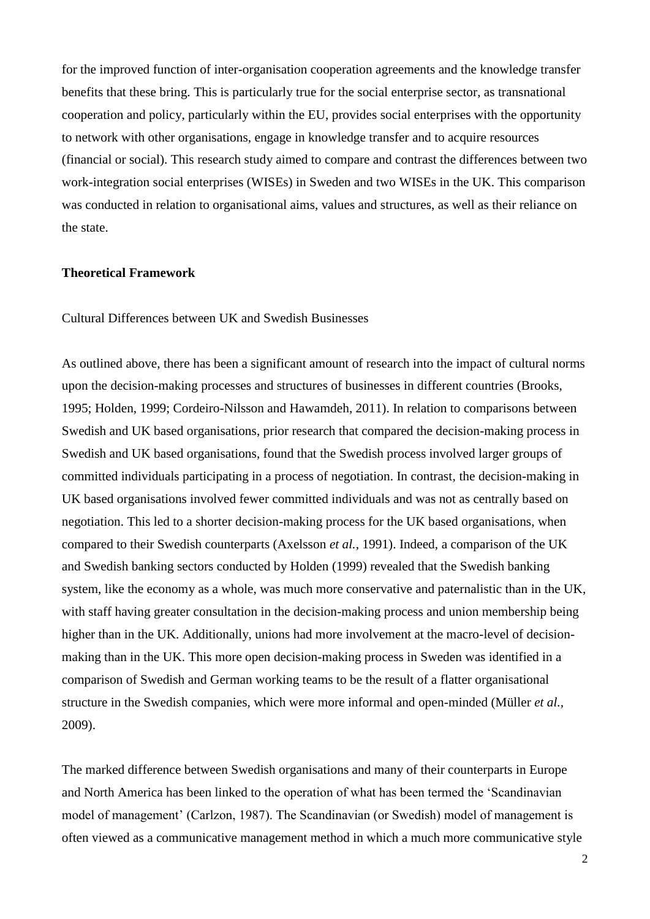for the improved function of inter-organisation cooperation agreements and the knowledge transfer benefits that these bring. This is particularly true for the social enterprise sector, as transnational cooperation and policy, particularly within the EU, provides social enterprises with the opportunity to network with other organisations, engage in knowledge transfer and to acquire resources (financial or social). This research study aimed to compare and contrast the differences between two work-integration social enterprises (WISEs) in Sweden and two WISEs in the UK. This comparison was conducted in relation to organisational aims, values and structures, as well as their reliance on the state.

## Theoretical Framework

### Cultural Differences between UK and Swedish Businesses

As outlined above, there has been a significant amount of research into the impact of cultural norms upon the decision-making processes and structures of businesses in different countries (Brooks, 1995; Holden, 1999; Cordeiro-Nilsson and Hawamdeh, 2011). In relation to comparisons between Swedish and UK based organisations, prior research that compared the decision-making process in Swedish and UK based organisations, found that the Swedish process involved larger groups of committed individuals participating in a process of negotiation. In contrast, the decision-making in UK based organisations involved fewer committed individuals and was not as centrally based on negotiation. This led to a shorter decision-making process for the UK based organisations, when compared to their Swedish counterparts (Axelsson *et al.*, 1991). Indeed, a comparison of the UK and Swedish banking sectors conducted by Holden (1999) revealed that the Swedish banking system, like the economy as a whole, was much more conservative and paternalistic than in the UK, with staff having greater consultation in the decision-making process and union membership being higher than in the UK. Additionally, unions had more involvement at the macro-level of decision-making than in the UK. This more open decision-making process in Sweden was identified in a comparison of Swedish and German working teams to be the result of a flatter organisational structure in the Swedish companies, which were more informal and open-minded (Müller *et al.*, 2009).

The marked difference between Swedish organisations and many of their counterparts in Europe and North America has been linked to the operation of what has been termed the 'Scandinavian model of management' (Carlzon, 1987). The Scandinavian (or Swedish) model of management is often viewed as a communicative management method in which a much more communicative style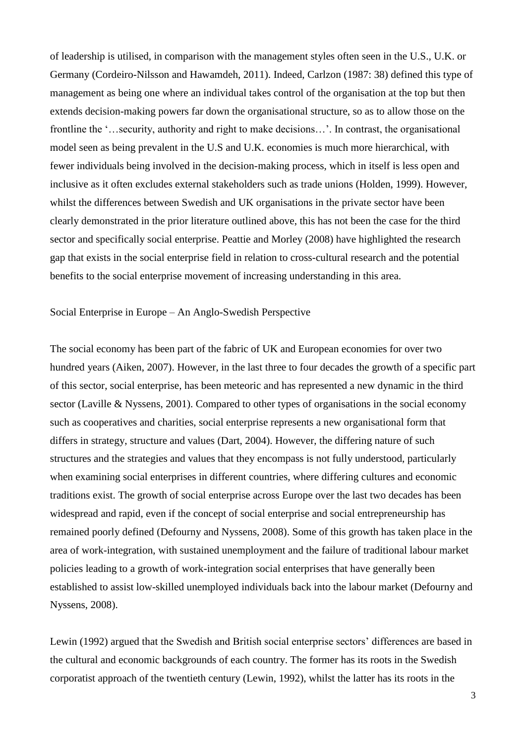of leadership is utilised, in comparison with the management styles often seen in the U.S., U.K. or Germany (Cordeiro-Nilsson and Hawamdeh, 2011). Indeed, Carlzon (1987: 38) defined this type of management as being one where an individual takes control of the organisation at the top but then extends decision-making powers far down the organisational structure, so as to allow those on the frontline the '…security, authority and right to make decisions…'. In contrast, the organisational model seen as being prevalent in the U.S and U.K. economies is much more hierarchical, with fewer individuals being involved in the decision-making process, which in itself is less open and inclusive as it often excludes external stakeholders such as trade unions (Holden, 1999). However, whilst the differences between Swedish and UK organisations in the private sector have been clearly demonstrated in the prior literature outlined above, this has not been the case for the third sector and specifically social enterprise. Peattie and Morley (2008) have highlighted the research gap that exists in the social enterprise field in relation to cross-cultural research and the potential benefits to the social enterprise movement of increasing understanding in this area.

## Social Enterprise in Europe – An Anglo-Swedish Perspective

The social economy has been part of the fabric of UK and European economies for over two hundred years (Aiken, 2007). However, in the last three to four decades the growth of a specific part of this sector, social enterprise, has been meteoric and has represented a new dynamic in the third sector (Laville & Nyssens, 2001). Compared to other types of organisations in the social economy such as cooperatives and charities, social enterprise represents a new organisational form that differs in strategy, structure and values (Dart, 2004). However, the differing nature of such structures and the strategies and values that they encompass is not fully understood, particularly when examining social enterprises in different countries, where differing cultures and economic traditions exist. The growth of social enterprise across Europe over the last two decades has been widespread and rapid, even if the concept of social enterprise and social entrepreneurship has remained poorly defined (Defourny and Nyssens, 2008). Some of this growth has taken place in the area of work-integration, with sustained unemployment and the failure of traditional labour market policies leading to a growth of work-integration social enterprises that have generally been established to assist low-skilled unemployed individuals back into the labour market (Defourny and Nyssens, 2008).

Lewin (1992) argued that the Swedish and British social enterprise sectors' differences are based in the cultural and economic backgrounds of each country. The former has its roots in the Swedish corporatist approach of the twentieth century (Lewin, 1992), whilst the latter has its roots in the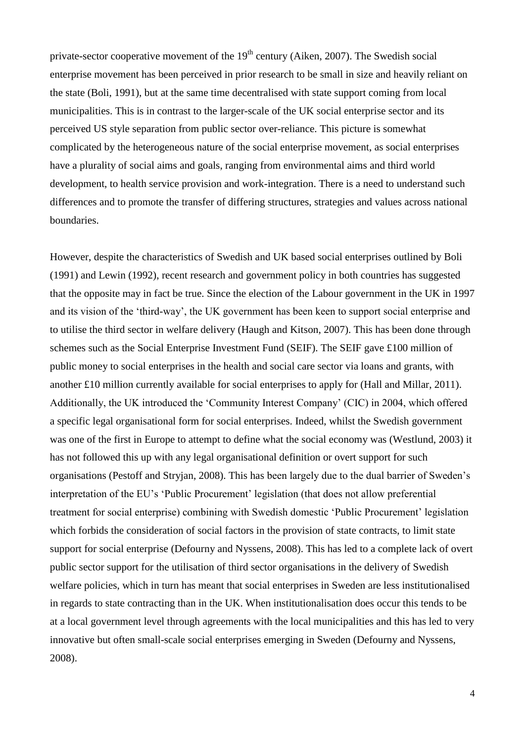private-sector cooperative movement of the 19th century (Aiken, 2007). The Swedish social enterprise movement has been perceived in prior research to be small in size and heavily reliant on the state (Boli, 1991), but at the same time decentralised with state support coming from local municipalities. This is in contrast to the larger-scale of the UK social enterprise sector and its perceived US style separation from public sector over-reliance. This picture is somewhat complicated by the heterogeneous nature of the social enterprise movement, as social enterprises have a plurality of social aims and goals, ranging from environmental aims and third world development, to health service provision and work-integration. There is a need to understand such differences and to promote the transfer of differing structures, strategies and values across national boundaries.

However, despite the characteristics of Swedish and UK based social enterprises outlined by Boli (1991) and Lewin (1992), recent research and government policy in both countries has suggested that the opposite may in fact be true. Since the election of the Labour government in the UK in 1997 and its vision of the 'third-way', the UK government has been keen to support social enterprise and to utilise the third sector in welfare delivery (Haugh and Kitson, 2007). This has been done through schemes such as the Social Enterprise Investment Fund (SEIF). The SEIF gave £100 million of public money to social enterprises in the health and social care sector via loans and grants, with another £10 million currently available for social enterprises to apply for (Hall and Millar, 2011). Additionally, the UK introduced the 'Community Interest Company' (CIC) in 2004, which offered a specific legal organisational form for social enterprises. Indeed, whilst the Swedish government was one of the first in Europe to attempt to define what the social economy was (Westlund, 2003) it has not followed this up with any legal organisational definition or overt support for such organisations (Pestoff and Stryjan, 2008). This has been largely due to the dual barrier of Sweden's interpretation of the EU's 'Public Procurement' legislation (that does not allow preferential treatment for social enterprise) combining with Swedish domestic 'Public Procurement' legislation which forbids the consideration of social factors in the provision of state contracts, to limit state support for social enterprise (Defourny and Nyssens, 2008). This has led to a complete lack of overt public sector support for the utilisation of third sector organisations in the delivery of Swedish welfare policies, which in turn has meant that social enterprises in Sweden are less institutionalised in regards to state contracting than in the UK. When institutionalisation does occur this tends to be at a local government level through agreements with the local municipalities and this has led to very innovative but often small-scale social enterprises emerging in Sweden (Defourny and Nyssens, 2008).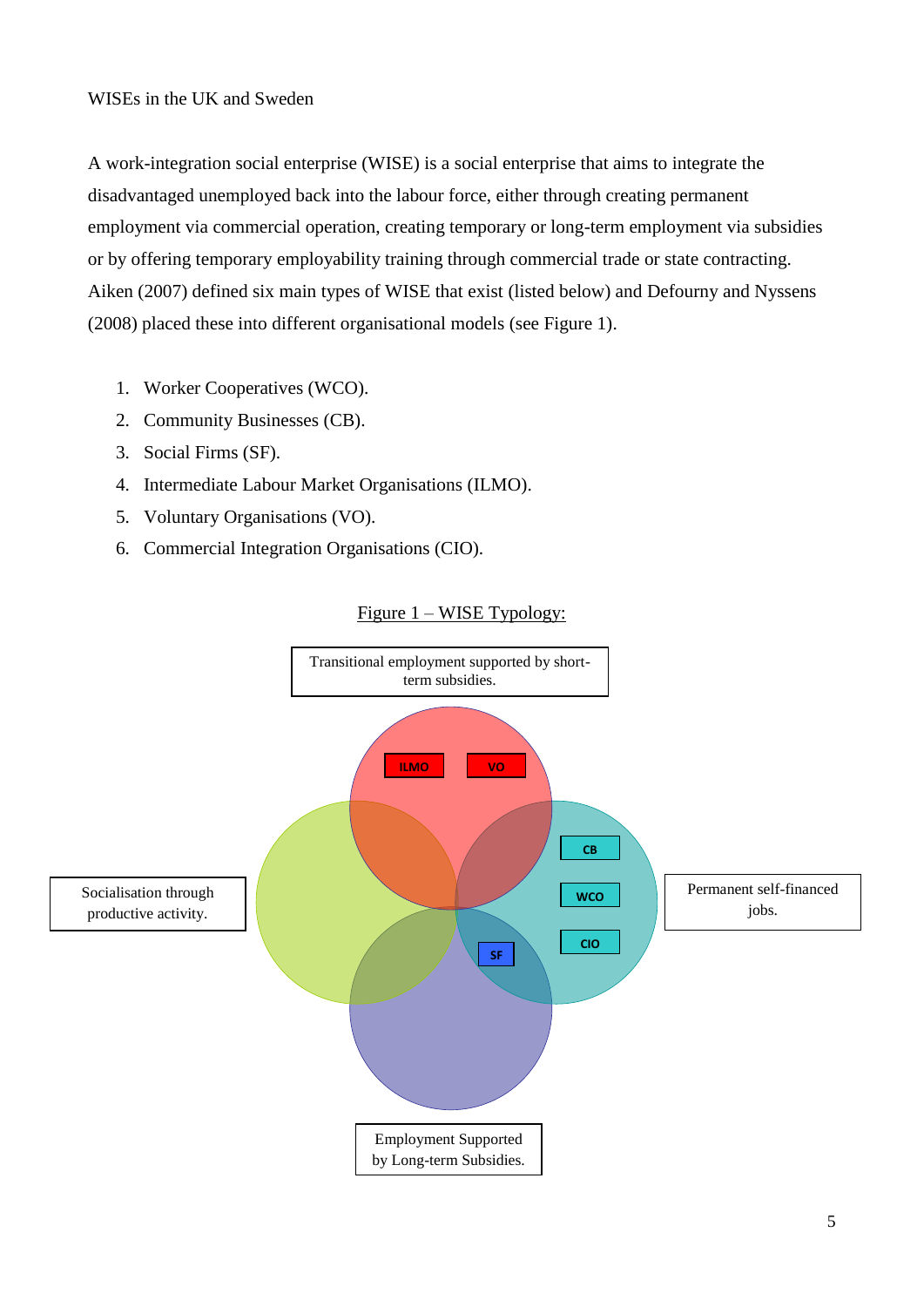WISEs in the UK and Sweden

A work-integration social enterprise (WISE) is a social enterprise that aims to integrate the disadvantaged unemployed back into the labour force, either through creating permanent employment via commercial operation, creating temporary or long-term employment via subsidies or by offering temporary employability training through commercial trade or state contracting. Aiken (2007) defined six main types of WISE that exist (listed below) and Defourny and Nyssens (2008) placed these into different organisational models (see Figure 1).

1. Worker Cooperatives (WCO).
2. Community Businesses (CB).
3. Social Firms (SF).
4. Intermediate Labour Market Organisations (ILMO).
5. Voluntary Organisations (VO).
6. Commercial Integration Organisations (CIO).

Figure 1 – WISE Typology:

Transitional employment supported by short-term subsidies.

ILMO VO

Socialisation through productive activity.

CB WCO CIO

Permanent self-financed jobs.

SF

Employment Supported by Long-term Subsidies.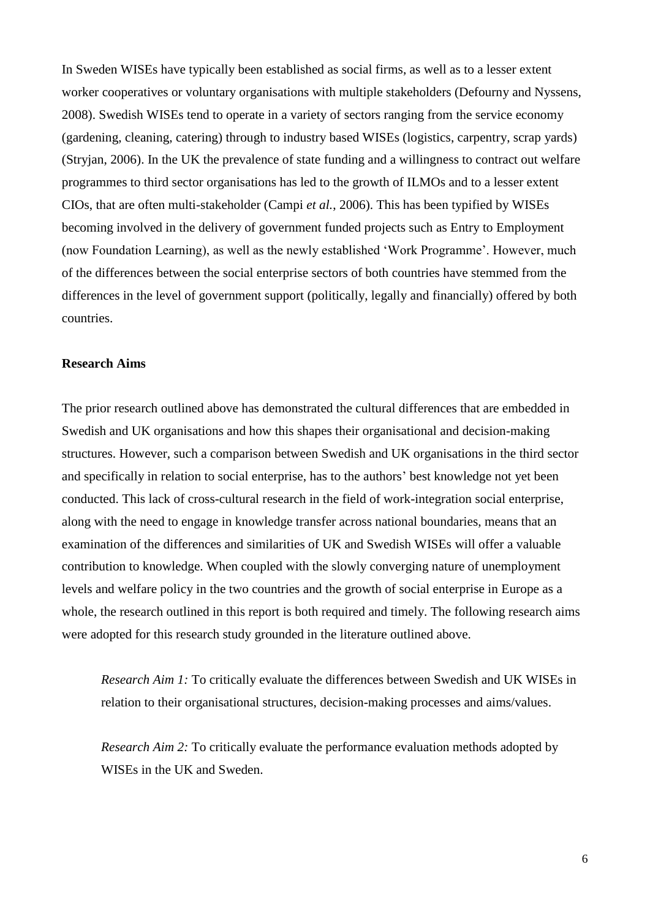In Sweden WISEs have typically been established as social firms, as well as to a lesser extent worker cooperatives or voluntary organisations with multiple stakeholders (Defourny and Nyssens, 2008). Swedish WISEs tend to operate in a variety of sectors ranging from the service economy (gardening, cleaning, catering) through to industry based WISEs (logistics, carpentry, scrap yards) (Stryjan, 2006). In the UK the prevalence of state funding and a willingness to contract out welfare programmes to third sector organisations has led to the growth of ILMOs and to a lesser extent CIOs, that are often multi-stakeholder (Campi *et al.*, 2006). This has been typified by WISEs becoming involved in the delivery of government funded projects such as Entry to Employment (now Foundation Learning), as well as the newly established 'Work Programme'. However, much of the differences between the social enterprise sectors of both countries have stemmed from the differences in the level of government support (politically, legally and financially) offered by both countries.

**Research Aims**

The prior research outlined above has demonstrated the cultural differences that are embedded in Swedish and UK organisations and how this shapes their organisational and decision-making structures. However, such a comparison between Swedish and UK organisations in the third sector and specifically in relation to social enterprise, has to the authors' best knowledge not yet been conducted. This lack of cross-cultural research in the field of work-integration social enterprise, along with the need to engage in knowledge transfer across national boundaries, means that an examination of the differences and similarities of UK and Swedish WISEs will offer a valuable contribution to knowledge. When coupled with the slowly converging nature of unemployment levels and welfare policy in the two countries and the growth of social enterprise in Europe as a whole, the research outlined in this report is both required and timely. The following research aims were adopted for this research study grounded in the literature outlined above.

> *Research Aim 1:* To critically evaluate the differences between Swedish and UK WISEs in relation to their organisational structures, decision-making processes and aims/values.

> *Research Aim 2:* To critically evaluate the performance evaluation methods adopted by WISEs in the UK and Sweden.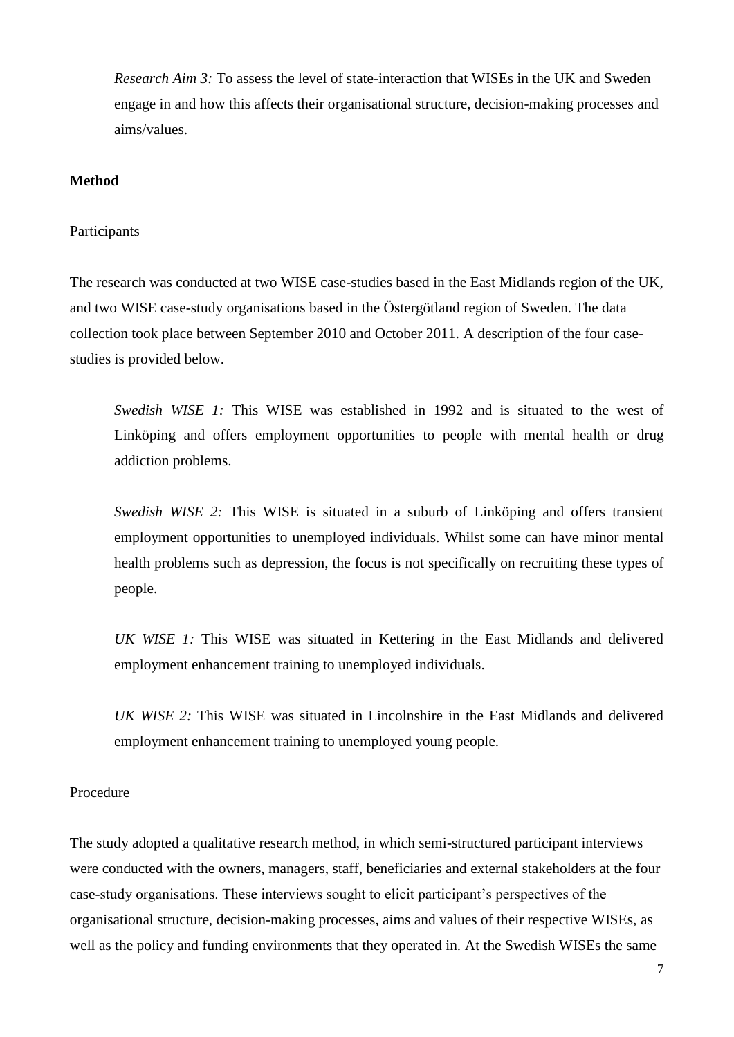*Research Aim 3:* To assess the level of state-interaction that WISEs in the UK and Sweden engage in and how this affects their organisational structure, decision-making processes and aims/values.

**Method**

Participants

The research was conducted at two WISE case-studies based in the East Midlands region of the UK, and two WISE case-study organisations based in the Östergötland region of Sweden. The data collection took place between September 2010 and October 2011. A description of the four case-studies is provided below.

*Swedish WISE 1:* This WISE was established in 1992 and is situated to the west of Linköping and offers employment opportunities to people with mental health or drug addiction problems.

*Swedish WISE 2:* This WISE is situated in a suburb of Linköping and offers transient employment opportunities to unemployed individuals. Whilst some can have minor mental health problems such as depression, the focus is not specifically on recruiting these types of people.

*UK WISE 1:* This WISE was situated in Kettering in the East Midlands and delivered employment enhancement training to unemployed individuals.

*UK WISE 2:* This WISE was situated in Lincolnshire in the East Midlands and delivered employment enhancement training to unemployed young people.

Procedure

The study adopted a qualitative research method, in which semi-structured participant interviews were conducted with the owners, managers, staff, beneficiaries and external stakeholders at the four case-study organisations. These interviews sought to elicit participant's perspectives of the organisational structure, decision-making processes, aims and values of their respective WISEs, as well as the policy and funding environments that they operated in. At the Swedish WISEs the same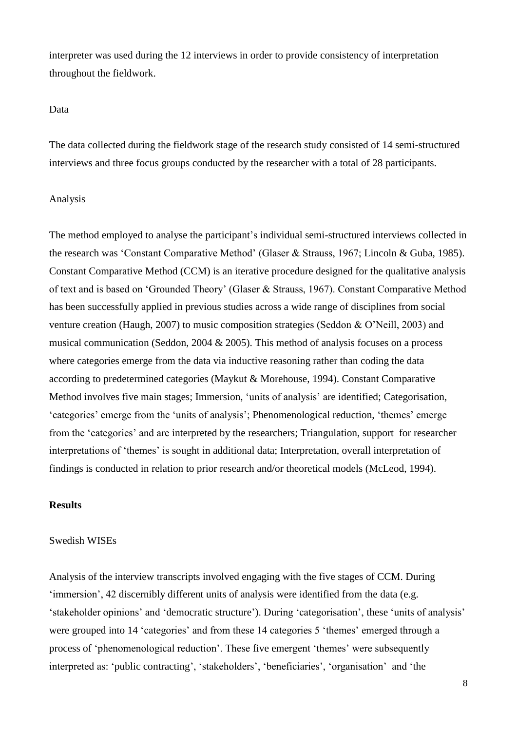interpreter was used during the 12 interviews in order to provide consistency of interpretation throughout the fieldwork.

Data

The data collected during the fieldwork stage of the research study consisted of 14 semi-structured interviews and three focus groups conducted by the researcher with a total of 28 participants.

Analysis

The method employed to analyse the participant's individual semi-structured interviews collected in the research was 'Constant Comparative Method' (Glaser & Strauss, 1967; Lincoln & Guba, 1985). Constant Comparative Method (CCM) is an iterative procedure designed for the qualitative analysis of text and is based on 'Grounded Theory' (Glaser & Strauss, 1967). Constant Comparative Method has been successfully applied in previous studies across a wide range of disciplines from social venture creation (Haugh, 2007) to music composition strategies (Seddon & O'Neill, 2003) and musical communication (Seddon, 2004 & 2005). This method of analysis focuses on a process where categories emerge from the data via inductive reasoning rather than coding the data according to predetermined categories (Maykut & Morehouse, 1994). Constant Comparative Method involves five main stages; Immersion, 'units of analysis' are identified; Categorisation, 'categories' emerge from the 'units of analysis'; Phenomenological reduction, 'themes' emerge from the 'categories' and are interpreted by the researchers; Triangulation, support for researcher interpretations of 'themes' is sought in additional data; Interpretation, overall interpretation of findings is conducted in relation to prior research and/or theoretical models (McLeod, 1994).

## Results

Swedish WISEs

Analysis of the interview transcripts involved engaging with the five stages of CCM. During 'immersion', 42 discernibly different units of analysis were identified from the data (e.g. 'stakeholder opinions' and 'democratic structure'). During 'categorisation', these 'units of analysis' were grouped into 14 'categories' and from these 14 categories 5 'themes' emerged through a process of 'phenomenological reduction'. These five emergent 'themes' were subsequently interpreted as: 'public contracting', 'stakeholders', 'beneficiaries', 'organisation' and 'the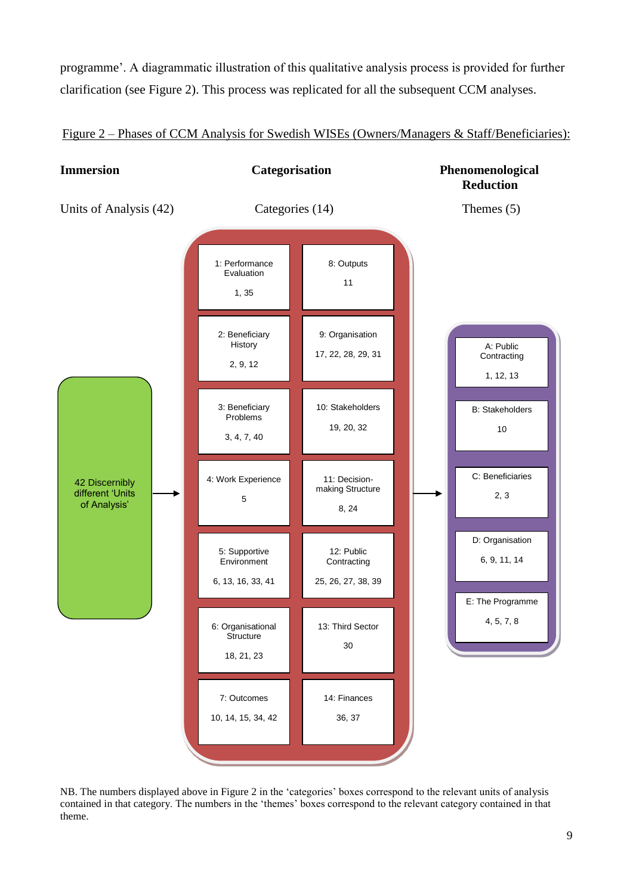programme'. A diagrammatic illustration of this qualitative analysis process is provided for further clarification (see Figure 2). This process was replicated for all the subsequent CCM analyses.

Figure 2 – Phases of CCM Analysis for Swedish WISEs (Owners/Managers & Staff/Beneficiaries):

| **Immersion** | **Categorisation** | | **Phenomenological Reduction** |
|---|---|---|---|
| Units of Analysis (42) | Categories (14) | | Themes (5) |
| 42 Discernibly different 'Units of Analysis' → | 1: Performance Evaluation<br>1, 35 | 8: Outputs<br>11 | A: Public Contracting<br>1, 12, 13 |
| | 2: Beneficiary History<br>2, 9, 12 | 9: Organisation<br>17, 22, 28, 29, 31 | B: Stakeholders<br>10 |
| | 3: Beneficiary Problems<br>3, 4, 7, 40 | 10: Stakeholders<br>19, 20, 32 | C: Beneficiaries<br>2, 3 |
| | 4: Work Experience<br>5 | 11: Decision-making Structure<br>8, 24 | D: Organisation<br>6, 9, 11, 14 |
| | 5: Supportive Environment<br>6, 13, 16, 33, 41 | 12: Public Contracting<br>25, 26, 27, 38, 39 | E: The Programme<br>4, 5, 7, 8 |
| | 6: Organisational Structure<br>18, 21, 23 | 13: Third Sector<br>30 | |
| | 7: Outcomes<br>10, 14, 15, 34, 42 | 14: Finances<br>36, 37 | |

NB. The numbers displayed above in Figure 2 in the 'categories' boxes correspond to the relevant units of analysis contained in that category. The numbers in the 'themes' boxes correspond to the relevant category contained in that theme.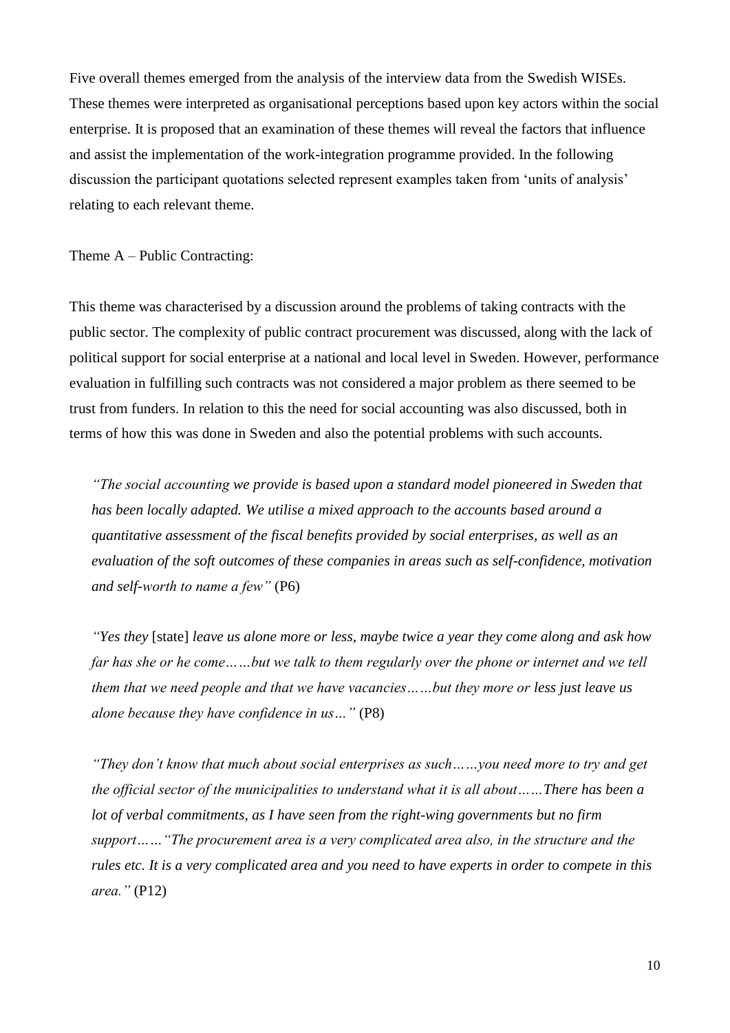Five overall themes emerged from the analysis of the interview data from the Swedish WISEs. These themes were interpreted as organisational perceptions based upon key actors within the social enterprise. It is proposed that an examination of these themes will reveal the factors that influence and assist the implementation of the work-integration programme provided. In the following discussion the participant quotations selected represent examples taken from 'units of analysis' relating to each relevant theme.

Theme A – Public Contracting:

This theme was characterised by a discussion around the problems of taking contracts with the public sector. The complexity of public contract procurement was discussed, along with the lack of political support for social enterprise at a national and local level in Sweden. However, performance evaluation in fulfilling such contracts was not considered a major problem as there seemed to be trust from funders. In relation to this the need for social accounting was also discussed, both in terms of how this was done in Sweden and also the potential problems with such accounts.

> *"The social accounting we provide is based upon a standard model pioneered in Sweden that has been locally adapted. We utilise a mixed approach to the accounts based around a quantitative assessment of the fiscal benefits provided by social enterprises, as well as an evaluation of the soft outcomes of these companies in areas such as self-confidence, motivation and self-worth to name a few"* (P6)

> *"Yes they* [state] *leave us alone more or less, maybe twice a year they come along and ask how far has she or he come……but we talk to them regularly over the phone or internet and we tell them that we need people and that we have vacancies……but they more or less just leave us alone because they have confidence in us…"* (P8)

> *"They don't know that much about social enterprises as such……you need more to try and get the official sector of the municipalities to understand what it is all about……There has been a lot of verbal commitments, as I have seen from the right-wing governments but no firm support……"The procurement area is a very complicated area also, in the structure and the rules etc. It is a very complicated area and you need to have experts in order to compete in this area."* (P12)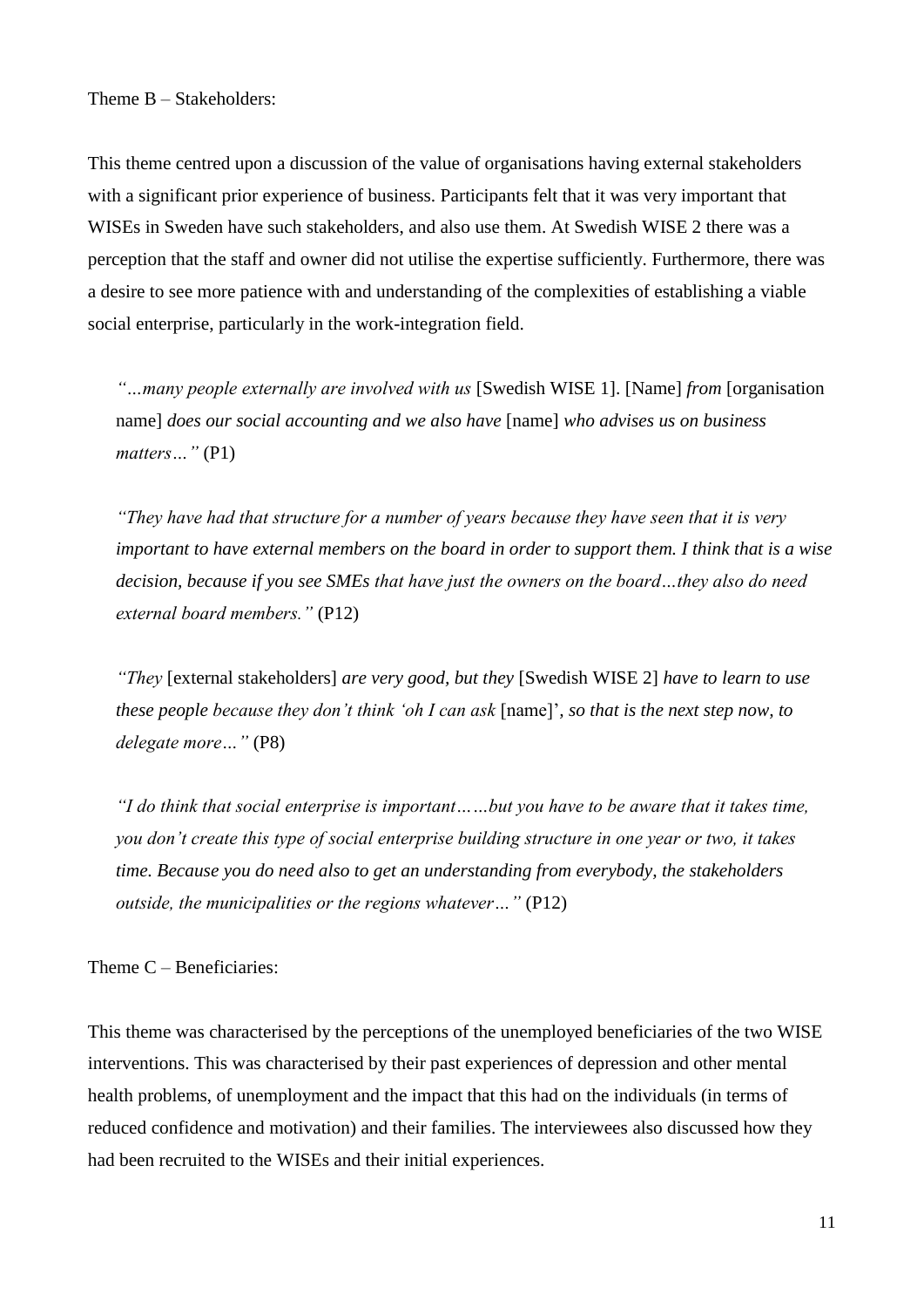Theme B – Stakeholders:

This theme centred upon a discussion of the value of organisations having external stakeholders with a significant prior experience of business. Participants felt that it was very important that WISEs in Sweden have such stakeholders, and also use them. At Swedish WISE 2 there was a perception that the staff and owner did not utilise the expertise sufficiently. Furthermore, there was a desire to see more patience with and understanding of the complexities of establishing a viable social enterprise, particularly in the work-integration field.

> *"…many people externally are involved with us* [Swedish WISE 1]. [Name] *from* [organisation name] *does our social accounting and we also have* [name] *who advises us on business matters…"* (P1)

> *"They have had that structure for a number of years because they have seen that it is very important to have external members on the board in order to support them. I think that is a wise decision, because if you see SMEs that have just the owners on the board…they also do need external board members."* (P12)

> *"They* [external stakeholders] *are very good, but they* [Swedish WISE 2] *have to learn to use these people because they don't think 'oh I can ask* [name]'*, so that is the next step now, to delegate more…"* (P8)

> *"I do think that social enterprise is important……but you have to be aware that it takes time, you don't create this type of social enterprise building structure in one year or two, it takes time. Because you do need also to get an understanding from everybody, the stakeholders outside, the municipalities or the regions whatever…"* (P12)

Theme C – Beneficiaries:

This theme was characterised by the perceptions of the unemployed beneficiaries of the two WISE interventions. This was characterised by their past experiences of depression and other mental health problems, of unemployment and the impact that this had on the individuals (in terms of reduced confidence and motivation) and their families. The interviewees also discussed how they had been recruited to the WISEs and their initial experiences.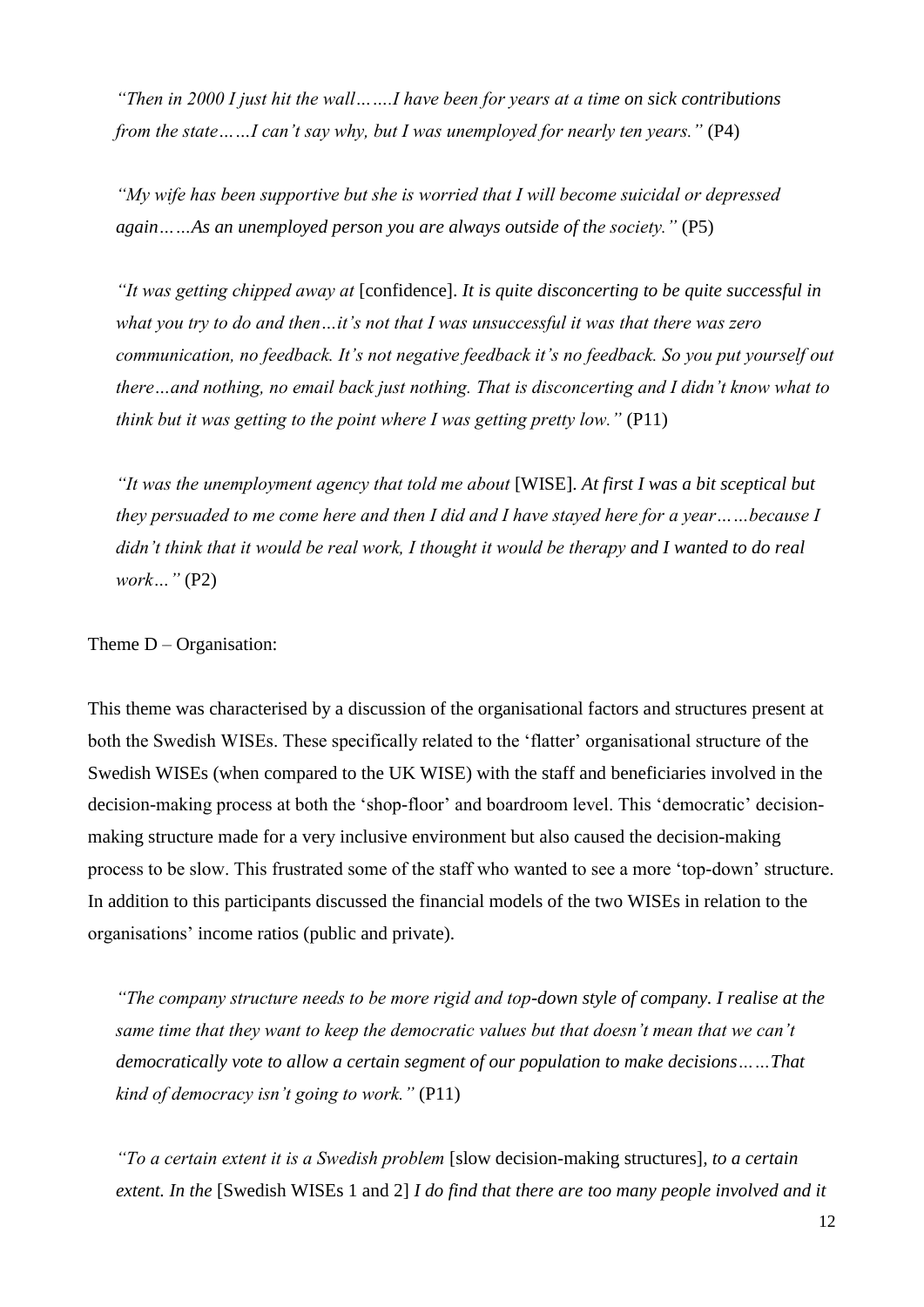> *"Then in 2000 I just hit the wall…….I have been for years at a time on sick contributions from the state……I can't say why, but I was unemployed for nearly ten years."* (P4)

> *"My wife has been supportive but she is worried that I will become suicidal or depressed again……As an unemployed person you are always outside of the society."* (P5)

> *"It was getting chipped away at* [confidence]. *It is quite disconcerting to be quite successful in what you try to do and then…it's not that I was unsuccessful it was that there was zero communication, no feedback. It's not negative feedback it's no feedback. So you put yourself out there…and nothing, no email back just nothing. That is disconcerting and I didn't know what to think but it was getting to the point where I was getting pretty low."* (P11)

> *"It was the unemployment agency that told me about* [WISE]. *At first I was a bit sceptical but they persuaded to me come here and then I did and I have stayed here for a year……because I didn't think that it would be real work, I thought it would be therapy and I wanted to do real work…"* (P2)

Theme D – Organisation:

This theme was characterised by a discussion of the organisational factors and structures present at both the Swedish WISEs. These specifically related to the 'flatter' organisational structure of the Swedish WISEs (when compared to the UK WISE) with the staff and beneficiaries involved in the decision-making process at both the 'shop-floor' and boardroom level. This 'democratic' decision-making structure made for a very inclusive environment but also caused the decision-making process to be slow. This frustrated some of the staff who wanted to see a more 'top-down' structure. In addition to this participants discussed the financial models of the two WISEs in relation to the organisations' income ratios (public and private).

> *"The company structure needs to be more rigid and top-down style of company. I realise at the same time that they want to keep the democratic values but that doesn't mean that we can't democratically vote to allow a certain segment of our population to make decisions……That kind of democracy isn't going to work."* (P11)

> *"To a certain extent it is a Swedish problem* [slow decision-making structures], *to a certain extent. In the* [Swedish WISEs 1 and 2] *I do find that there are too many people involved and it*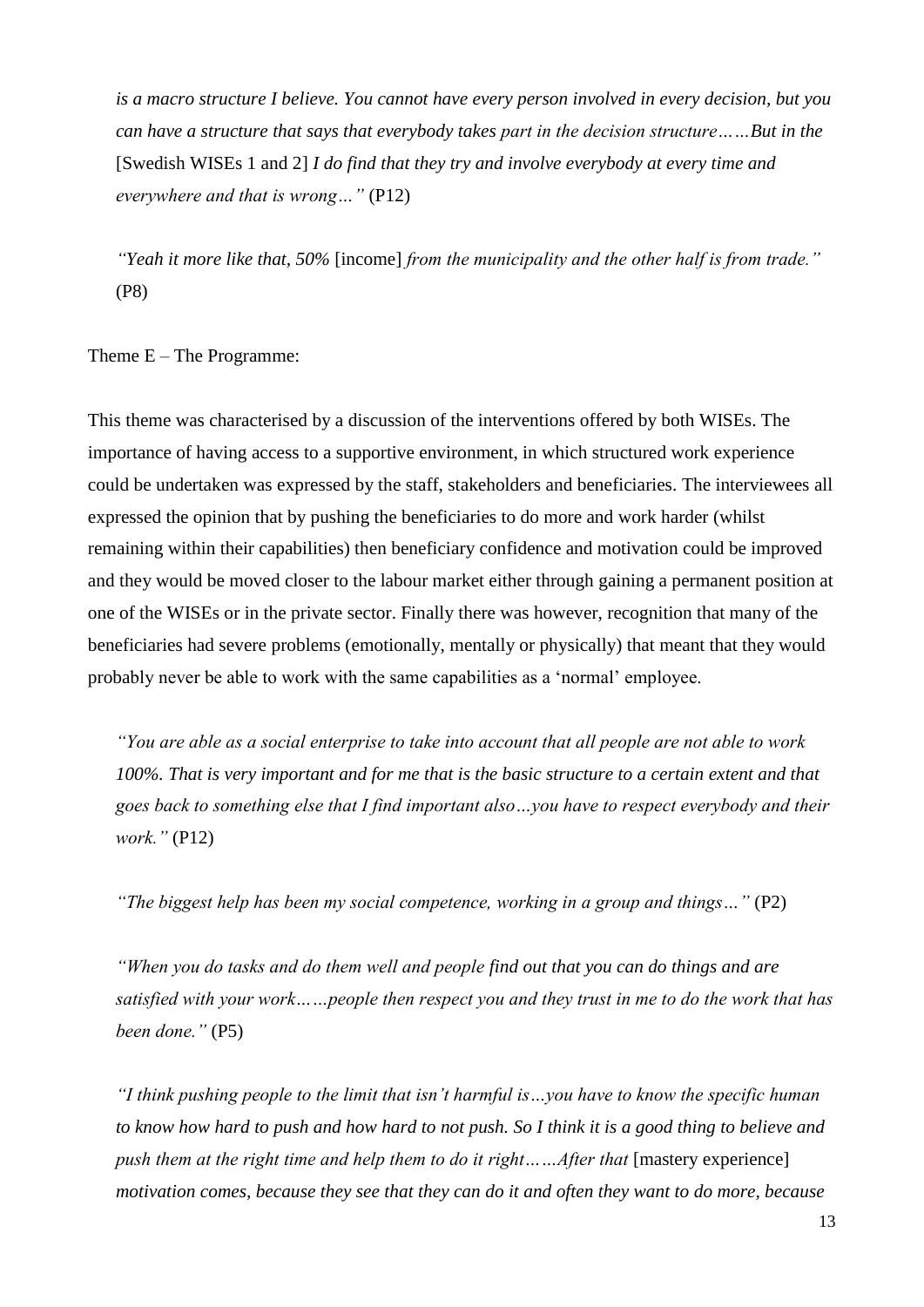*is a macro structure I believe. You cannot have every person involved in every decision, but you can have a structure that says that everybody takes part in the decision structure……But in the* [Swedish WISEs 1 and 2] *I do find that they try and involve everybody at every time and everywhere and that is wrong…"* (P12)

*"Yeah it more like that, 50%* [income] *from the municipality and the other half is from trade."* (P8)

Theme E – The Programme:

This theme was characterised by a discussion of the interventions offered by both WISEs. The importance of having access to a supportive environment, in which structured work experience could be undertaken was expressed by the staff, stakeholders and beneficiaries. The interviewees all expressed the opinion that by pushing the beneficiaries to do more and work harder (whilst remaining within their capabilities) then beneficiary confidence and motivation could be improved and they would be moved closer to the labour market either through gaining a permanent position at one of the WISEs or in the private sector. Finally there was however, recognition that many of the beneficiaries had severe problems (emotionally, mentally or physically) that meant that they would probably never be able to work with the same capabilities as a 'normal' employee.

*"You are able as a social enterprise to take into account that all people are not able to work 100%. That is very important and for me that is the basic structure to a certain extent and that goes back to something else that I find important also…you have to respect everybody and their work."* (P12)

*"The biggest help has been my social competence, working in a group and things…"* (P2)

*"When you do tasks and do them well and people find out that you can do things and are satisfied with your work……people then respect you and they trust in me to do the work that has been done."* (P5)

*"I think pushing people to the limit that isn't harmful is…you have to know the specific human to know how hard to push and how hard to not push. So I think it is a good thing to believe and push them at the right time and help them to do it right……After that* [mastery experience] *motivation comes, because they see that they can do it and often they want to do more, because*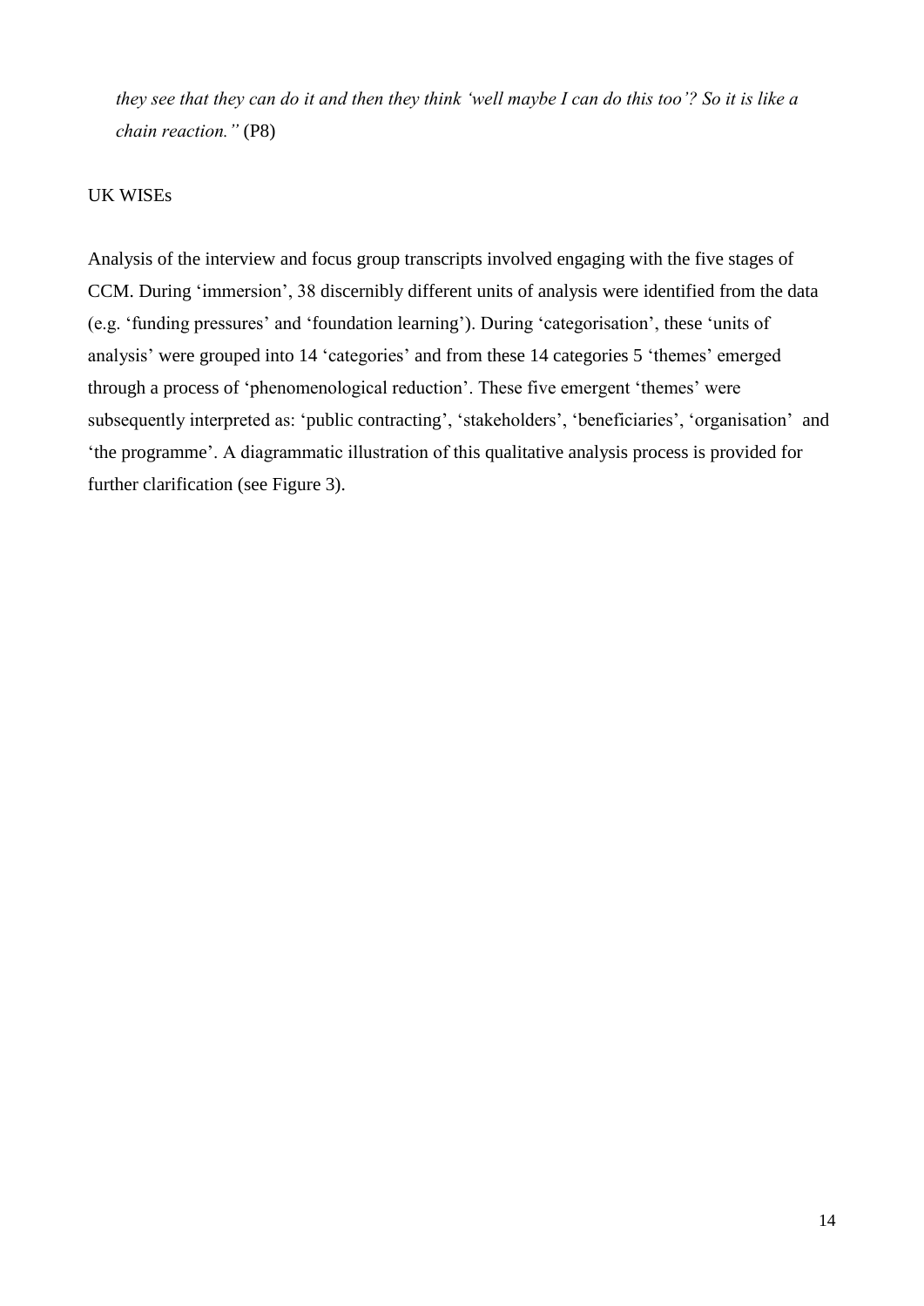*they see that they can do it and then they think 'well maybe I can do this too'? So it is like a chain reaction."* (P8)

UK WISEs

Analysis of the interview and focus group transcripts involved engaging with the five stages of CCM. During 'immersion', 38 discernibly different units of analysis were identified from the data (e.g. 'funding pressures' and 'foundation learning'). During 'categorisation', these 'units of analysis' were grouped into 14 'categories' and from these 14 categories 5 'themes' emerged through a process of 'phenomenological reduction'. These five emergent 'themes' were subsequently interpreted as: 'public contracting', 'stakeholders', 'beneficiaries', 'organisation' and 'the programme'. A diagrammatic illustration of this qualitative analysis process is provided for further clarification (see Figure 3).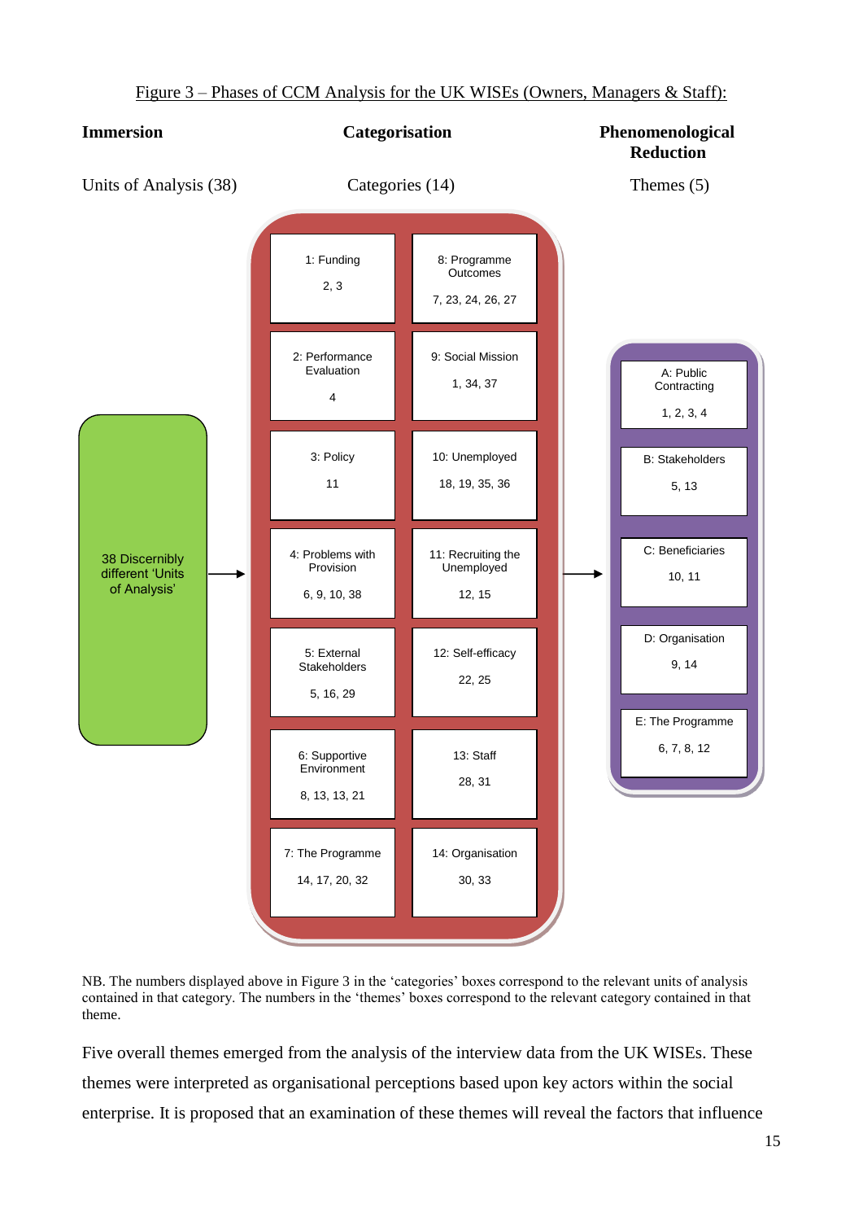Figure 3 – Phases of CCM Analysis for the UK WISEs (Owners, Managers & Staff):

| **Immersion** | **Categorisation** | | **Phenomenological Reduction** |
|---|---|---|---|
| Units of Analysis (38) | Categories (14) | | Themes (5) |
| 38 Discernibly different 'Units of Analysis' | 1: Funding<br>2, 3 | 8: Programme Outcomes<br>7, 23, 24, 26, 27 | A: Public Contracting<br>1, 2, 3, 4 |
| | 2: Performance Evaluation<br>4 | 9: Social Mission<br>1, 34, 37 | B: Stakeholders<br>5, 13 |
| | 3: Policy<br>11 | 10: Unemployed<br>18, 19, 35, 36 | C: Beneficiaries<br>10, 11 |
| | 4: Problems with Provision<br>6, 9, 10, 38 | 11: Recruiting the Unemployed<br>12, 15 | D: Organisation<br>9, 14 |
| | 5: External Stakeholders<br>5, 16, 29 | 12: Self-efficacy<br>22, 25 | E: The Programme<br>6, 7, 8, 12 |
| | 6: Supportive Environment<br>8, 13, 13, 21 | 13: Staff<br>28, 31 | |
| | 7: The Programme<br>14, 17, 20, 32 | 14: Organisation<br>30, 33 | |

NB. The numbers displayed above in Figure 3 in the 'categories' boxes correspond to the relevant units of analysis contained in that category. The numbers in the 'themes' boxes correspond to the relevant category contained in that theme.

Five overall themes emerged from the analysis of the interview data from the UK WISEs. These themes were interpreted as organisational perceptions based upon key actors within the social enterprise. It is proposed that an examination of these themes will reveal the factors that influence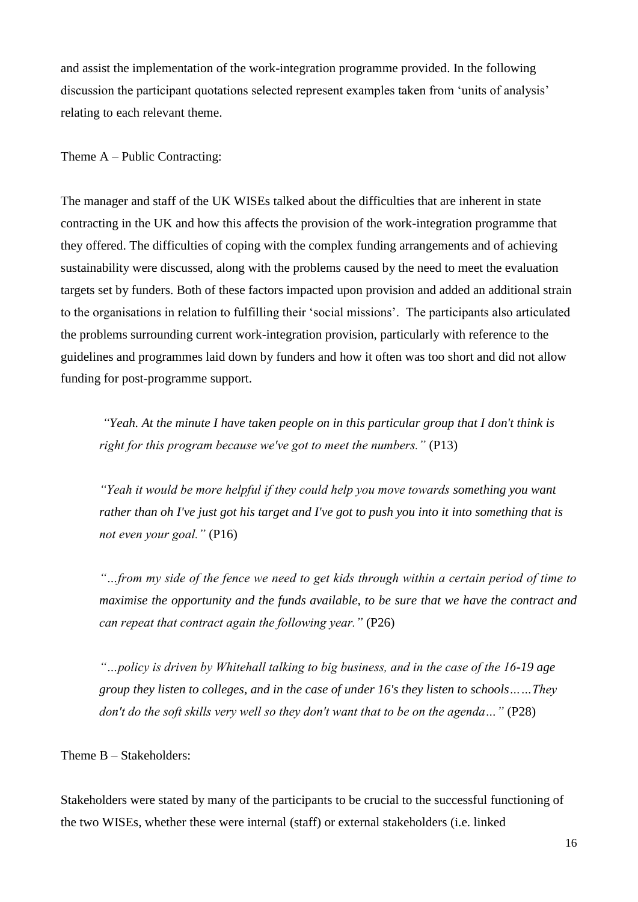and assist the implementation of the work-integration programme provided. In the following discussion the participant quotations selected represent examples taken from 'units of analysis' relating to each relevant theme.

Theme A – Public Contracting:

The manager and staff of the UK WISEs talked about the difficulties that are inherent in state contracting in the UK and how this affects the provision of the work-integration programme that they offered. The difficulties of coping with the complex funding arrangements and of achieving sustainability were discussed, along with the problems caused by the need to meet the evaluation targets set by funders. Both of these factors impacted upon provision and added an additional strain to the organisations in relation to fulfilling their 'social missions'. The participants also articulated the problems surrounding current work-integration provision, particularly with reference to the guidelines and programmes laid down by funders and how it often was too short and did not allow funding for post-programme support.

> *"Yeah. At the minute I have taken people on in this particular group that I don't think is right for this program because we've got to meet the numbers."* (P13)
>
> *"Yeah it would be more helpful if they could help you move towards something you want rather than oh I've just got his target and I've got to push you into it into something that is not even your goal."* (P16)
>
> *"…from my side of the fence we need to get kids through within a certain period of time to maximise the opportunity and the funds available, to be sure that we have the contract and can repeat that contract again the following year."* (P26)
>
> *"…policy is driven by Whitehall talking to big business, and in the case of the 16-19 age group they listen to colleges, and in the case of under 16's they listen to schools……They don't do the soft skills very well so they don't want that to be on the agenda…"* (P28)

Theme B – Stakeholders:

Stakeholders were stated by many of the participants to be crucial to the successful functioning of the two WISEs, whether these were internal (staff) or external stakeholders (i.e. linked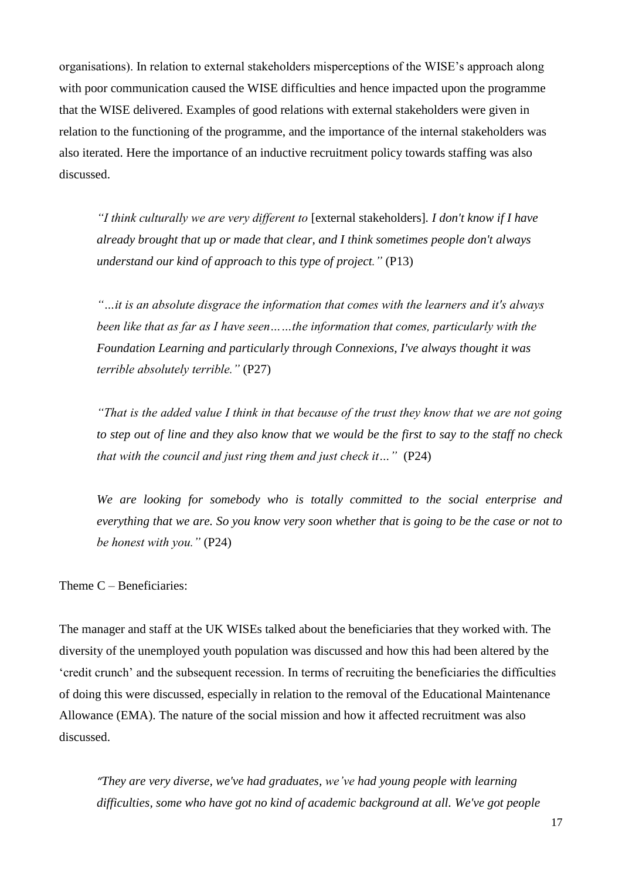organisations). In relation to external stakeholders misperceptions of the WISE's approach along with poor communication caused the WISE difficulties and hence impacted upon the programme that the WISE delivered. Examples of good relations with external stakeholders were given in relation to the functioning of the programme, and the importance of the internal stakeholders was also iterated. Here the importance of an inductive recruitment policy towards staffing was also discussed.

> *"I think culturally we are very different to* [external stakeholders]*. I don't know if I have already brought that up or made that clear, and I think sometimes people don't always understand our kind of approach to this type of project."* (P13)

> *"…it is an absolute disgrace the information that comes with the learners and it's always been like that as far as I have seen……the information that comes, particularly with the Foundation Learning and particularly through Connexions, I've always thought it was terrible absolutely terrible."* (P27)

> *"That is the added value I think in that because of the trust they know that we are not going to step out of line and they also know that we would be the first to say to the staff no check that with the council and just ring them and just check it…"* (P24)

> *We are looking for somebody who is totally committed to the social enterprise and everything that we are. So you know very soon whether that is going to be the case or not to be honest with you."* (P24)

Theme C – Beneficiaries:

The manager and staff at the UK WISEs talked about the beneficiaries that they worked with. The diversity of the unemployed youth population was discussed and how this had been altered by the 'credit crunch' and the subsequent recession. In terms of recruiting the beneficiaries the difficulties of doing this were discussed, especially in relation to the removal of the Educational Maintenance Allowance (EMA). The nature of the social mission and how it affected recruitment was also discussed.

> *"They are very diverse, we've had graduates, we've had young people with learning difficulties, some who have got no kind of academic background at all. We've got people*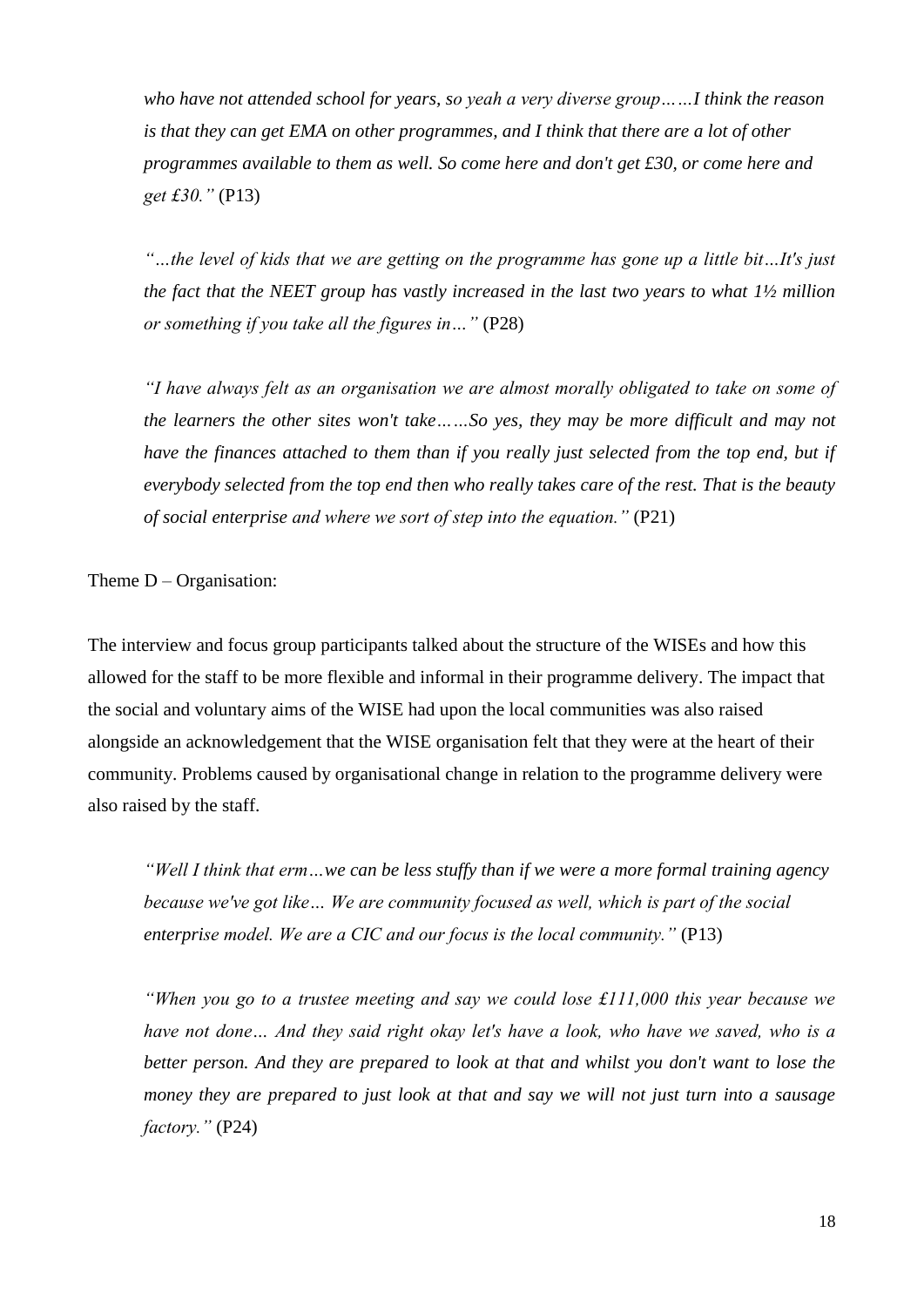*who have not attended school for years, so yeah a very diverse group……I think the reason is that they can get EMA on other programmes, and I think that there are a lot of other programmes available to them as well. So come here and don't get £30, or come here and get £30."* (P13)

*"…the level of kids that we are getting on the programme has gone up a little bit…It's just the fact that the NEET group has vastly increased in the last two years to what 1½ million or something if you take all the figures in…"* (P28)

*"I have always felt as an organisation we are almost morally obligated to take on some of the learners the other sites won't take……So yes, they may be more difficult and may not have the finances attached to them than if you really just selected from the top end, but if everybody selected from the top end then who really takes care of the rest. That is the beauty of social enterprise and where we sort of step into the equation."* (P21)

Theme D – Organisation:

The interview and focus group participants talked about the structure of the WISEs and how this allowed for the staff to be more flexible and informal in their programme delivery. The impact that the social and voluntary aims of the WISE had upon the local communities was also raised alongside an acknowledgement that the WISE organisation felt that they were at the heart of their community. Problems caused by organisational change in relation to the programme delivery were also raised by the staff.

*"Well I think that erm…we can be less stuffy than if we were a more formal training agency because we've got like… We are community focused as well, which is part of the social enterprise model. We are a CIC and our focus is the local community."* (P13)

*"When you go to a trustee meeting and say we could lose £111,000 this year because we have not done… And they said right okay let's have a look, who have we saved, who is a better person. And they are prepared to look at that and whilst you don't want to lose the money they are prepared to just look at that and say we will not just turn into a sausage factory."* (P24)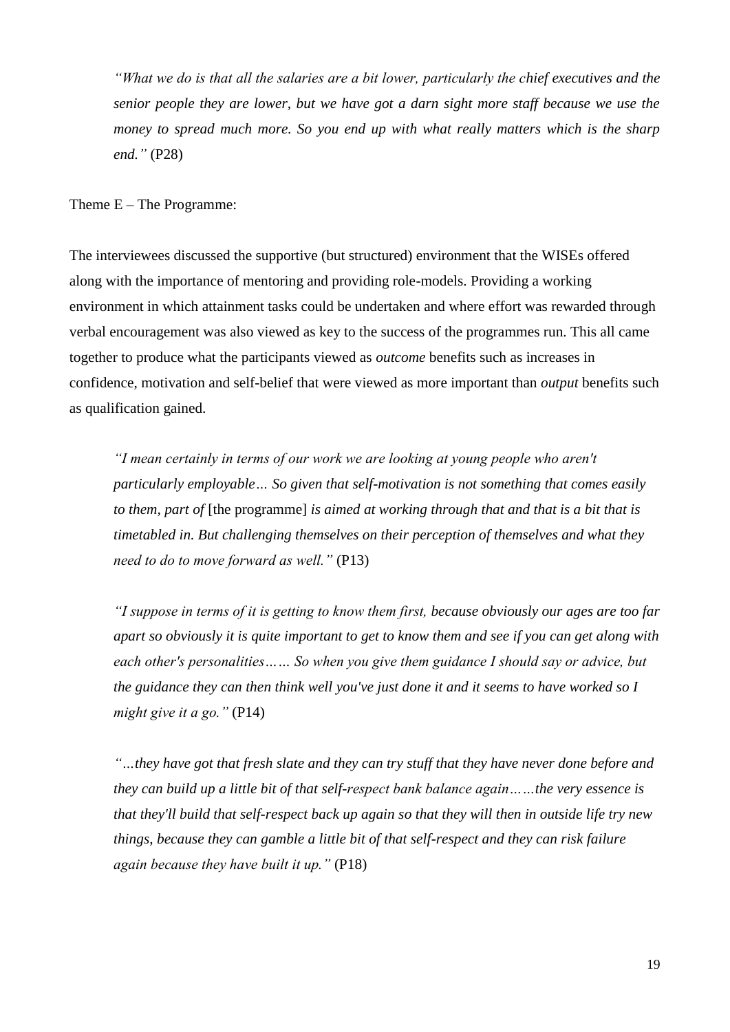> *"What we do is that all the salaries are a bit lower, particularly the chief executives and the senior people they are lower, but we have got a darn sight more staff because we use the money to spread much more. So you end up with what really matters which is the sharp end."* (P28)

Theme E – The Programme:

The interviewees discussed the supportive (but structured) environment that the WISEs offered along with the importance of mentoring and providing role-models. Providing a working environment in which attainment tasks could be undertaken and where effort was rewarded through verbal encouragement was also viewed as key to the success of the programmes run. This all came together to produce what the participants viewed as *outcome* benefits such as increases in confidence, motivation and self-belief that were viewed as more important than *output* benefits such as qualification gained.

> *"I mean certainly in terms of our work we are looking at young people who aren't particularly employable… So given that self-motivation is not something that comes easily to them, part of* [the programme] *is aimed at working through that and that is a bit that is timetabled in. But challenging themselves on their perception of themselves and what they need to do to move forward as well."* (P13)

> *"I suppose in terms of it is getting to know them first, because obviously our ages are too far apart so obviously it is quite important to get to know them and see if you can get along with each other's personalities…… So when you give them guidance I should say or advice, but the guidance they can then think well you've just done it and it seems to have worked so I might give it a go."* (P14)

> *"…they have got that fresh slate and they can try stuff that they have never done before and they can build up a little bit of that self-respect bank balance again……the very essence is that they'll build that self-respect back up again so that they will then in outside life try new things, because they can gamble a little bit of that self-respect and they can risk failure again because they have built it up."* (P18)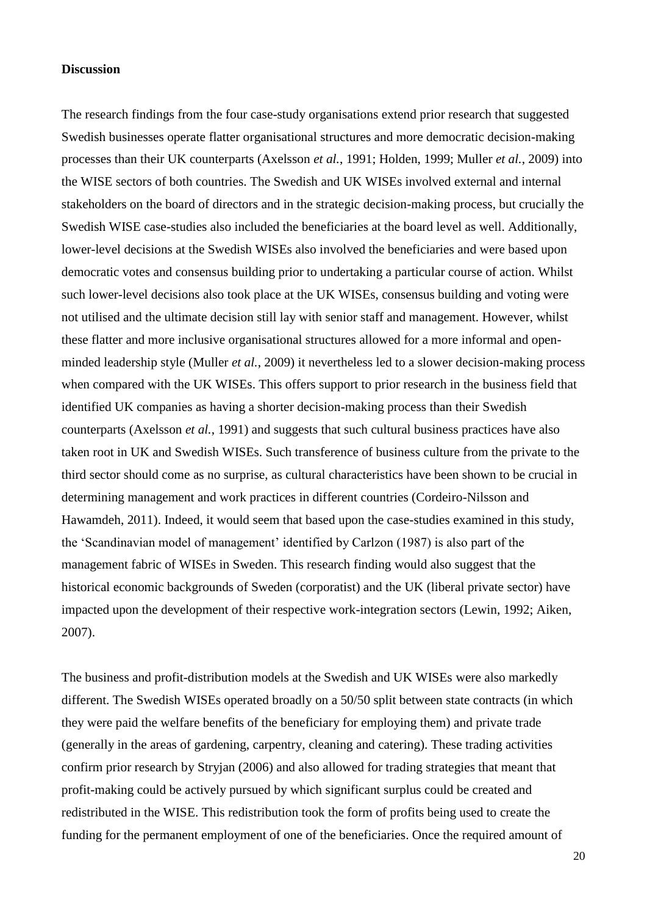**Discussion**

The research findings from the four case-study organisations extend prior research that suggested Swedish businesses operate flatter organisational structures and more democratic decision-making processes than their UK counterparts (Axelsson *et al.*, 1991; Holden, 1999; Muller *et al.*, 2009) into the WISE sectors of both countries. The Swedish and UK WISEs involved external and internal stakeholders on the board of directors and in the strategic decision-making process, but crucially the Swedish WISE case-studies also included the beneficiaries at the board level as well. Additionally, lower-level decisions at the Swedish WISEs also involved the beneficiaries and were based upon democratic votes and consensus building prior to undertaking a particular course of action. Whilst such lower-level decisions also took place at the UK WISEs, consensus building and voting were not utilised and the ultimate decision still lay with senior staff and management. However, whilst these flatter and more inclusive organisational structures allowed for a more informal and open-minded leadership style (Muller *et al.*, 2009) it nevertheless led to a slower decision-making process when compared with the UK WISEs. This offers support to prior research in the business field that identified UK companies as having a shorter decision-making process than their Swedish counterparts (Axelsson *et al.*, 1991) and suggests that such cultural business practices have also taken root in UK and Swedish WISEs. Such transference of business culture from the private to the third sector should come as no surprise, as cultural characteristics have been shown to be crucial in determining management and work practices in different countries (Cordeiro-Nilsson and Hawamdeh, 2011). Indeed, it would seem that based upon the case-studies examined in this study, the 'Scandinavian model of management' identified by Carlzon (1987) is also part of the management fabric of WISEs in Sweden. This research finding would also suggest that the historical economic backgrounds of Sweden (corporatist) and the UK (liberal private sector) have impacted upon the development of their respective work-integration sectors (Lewin, 1992; Aiken, 2007).

The business and profit-distribution models at the Swedish and UK WISEs were also markedly different. The Swedish WISEs operated broadly on a 50/50 split between state contracts (in which they were paid the welfare benefits of the beneficiary for employing them) and private trade (generally in the areas of gardening, carpentry, cleaning and catering). These trading activities confirm prior research by Stryjan (2006) and also allowed for trading strategies that meant that profit-making could be actively pursued by which significant surplus could be created and redistributed in the WISE. This redistribution took the form of profits being used to create the funding for the permanent employment of one of the beneficiaries. Once the required amount of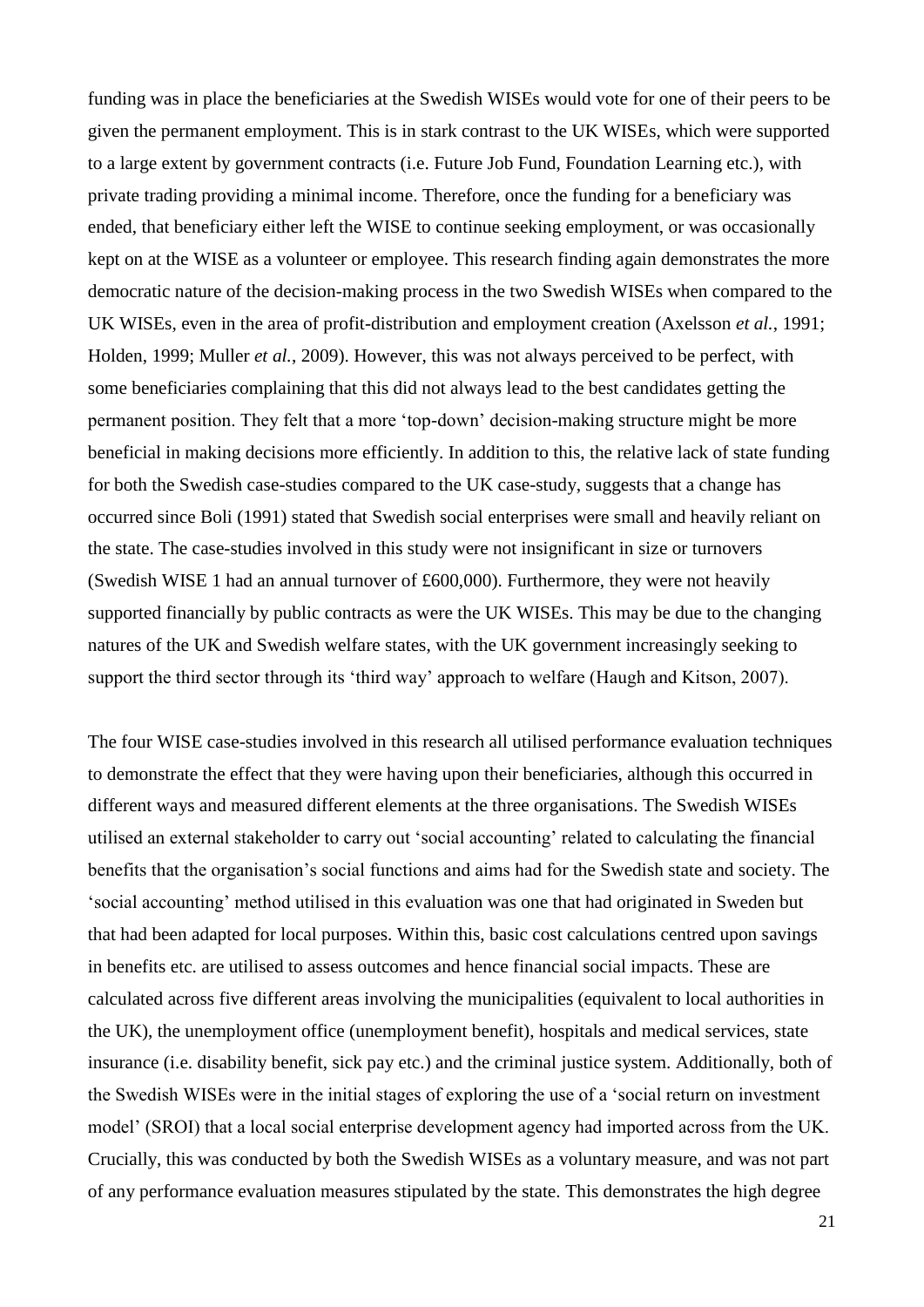funding was in place the beneficiaries at the Swedish WISEs would vote for one of their peers to be given the permanent employment. This is in stark contrast to the UK WISEs, which were supported to a large extent by government contracts (i.e. Future Job Fund, Foundation Learning etc.), with private trading providing a minimal income. Therefore, once the funding for a beneficiary was ended, that beneficiary either left the WISE to continue seeking employment, or was occasionally kept on at the WISE as a volunteer or employee. This research finding again demonstrates the more democratic nature of the decision-making process in the two Swedish WISEs when compared to the UK WISEs, even in the area of profit-distribution and employment creation (Axelsson *et al.*, 1991; Holden, 1999; Muller *et al.*, 2009). However, this was not always perceived to be perfect, with some beneficiaries complaining that this did not always lead to the best candidates getting the permanent position. They felt that a more 'top-down' decision-making structure might be more beneficial in making decisions more efficiently. In addition to this, the relative lack of state funding for both the Swedish case-studies compared to the UK case-study, suggests that a change has occurred since Boli (1991) stated that Swedish social enterprises were small and heavily reliant on the state. The case-studies involved in this study were not insignificant in size or turnovers (Swedish WISE 1 had an annual turnover of £600,000). Furthermore, they were not heavily supported financially by public contracts as were the UK WISEs. This may be due to the changing natures of the UK and Swedish welfare states, with the UK government increasingly seeking to support the third sector through its 'third way' approach to welfare (Haugh and Kitson, 2007).

The four WISE case-studies involved in this research all utilised performance evaluation techniques to demonstrate the effect that they were having upon their beneficiaries, although this occurred in different ways and measured different elements at the three organisations. The Swedish WISEs utilised an external stakeholder to carry out 'social accounting' related to calculating the financial benefits that the organisation's social functions and aims had for the Swedish state and society. The 'social accounting' method utilised in this evaluation was one that had originated in Sweden but that had been adapted for local purposes. Within this, basic cost calculations centred upon savings in benefits etc. are utilised to assess outcomes and hence financial social impacts. These are calculated across five different areas involving the municipalities (equivalent to local authorities in the UK), the unemployment office (unemployment benefit), hospitals and medical services, state insurance (i.e. disability benefit, sick pay etc.) and the criminal justice system. Additionally, both of the Swedish WISEs were in the initial stages of exploring the use of a 'social return on investment model' (SROI) that a local social enterprise development agency had imported across from the UK. Crucially, this was conducted by both the Swedish WISEs as a voluntary measure, and was not part of any performance evaluation measures stipulated by the state. This demonstrates the high degree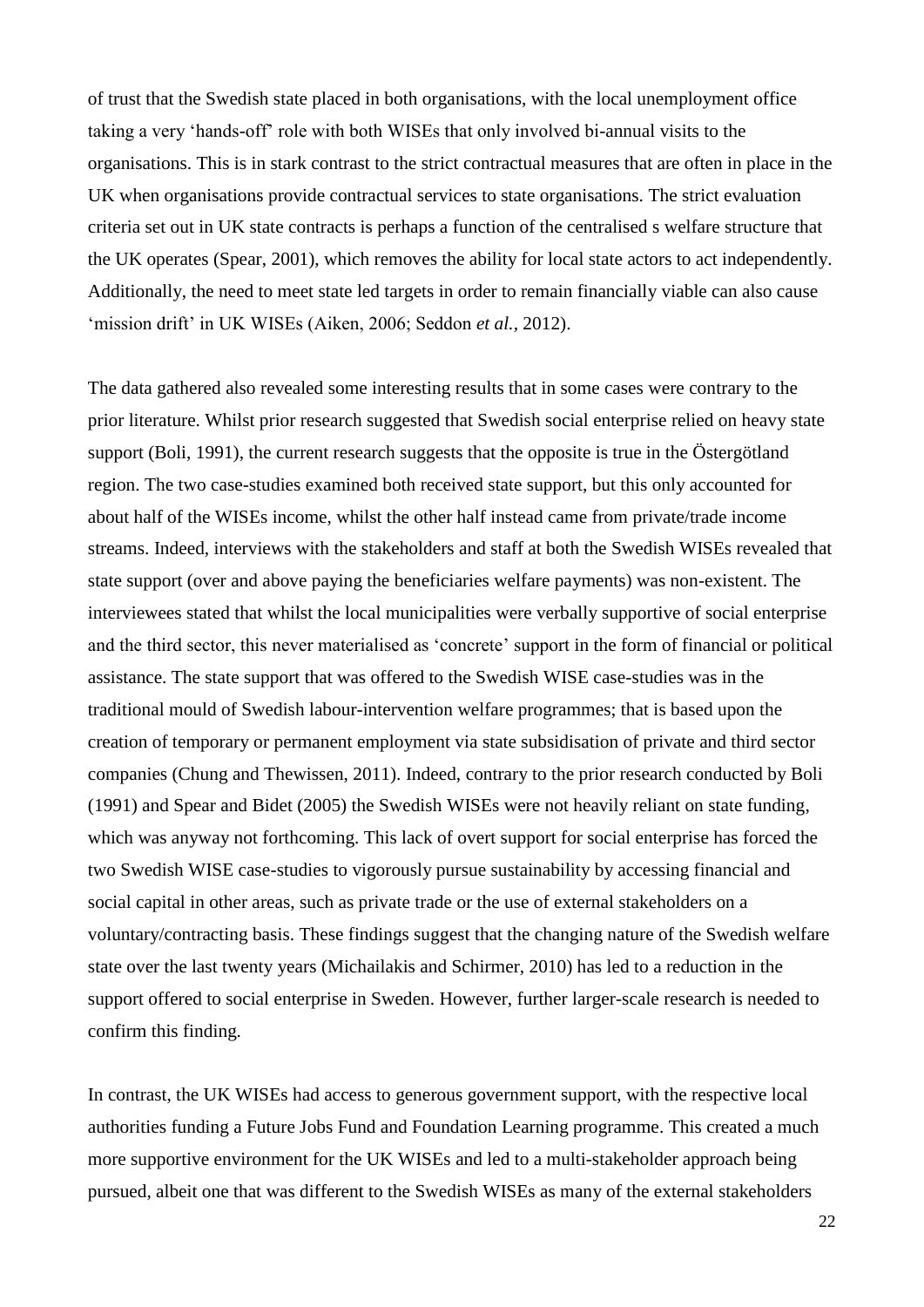of trust that the Swedish state placed in both organisations, with the local unemployment office taking a very 'hands-off' role with both WISEs that only involved bi-annual visits to the organisations. This is in stark contrast to the strict contractual measures that are often in place in the UK when organisations provide contractual services to state organisations. The strict evaluation criteria set out in UK state contracts is perhaps a function of the centralised s welfare structure that the UK operates (Spear, 2001), which removes the ability for local state actors to act independently. Additionally, the need to meet state led targets in order to remain financially viable can also cause 'mission drift' in UK WISEs (Aiken, 2006; Seddon *et al.*, 2012).

The data gathered also revealed some interesting results that in some cases were contrary to the prior literature. Whilst prior research suggested that Swedish social enterprise relied on heavy state support (Boli, 1991), the current research suggests that the opposite is true in the Östergötland region. The two case-studies examined both received state support, but this only accounted for about half of the WISEs income, whilst the other half instead came from private/trade income streams. Indeed, interviews with the stakeholders and staff at both the Swedish WISEs revealed that state support (over and above paying the beneficiaries welfare payments) was non-existent. The interviewees stated that whilst the local municipalities were verbally supportive of social enterprise and the third sector, this never materialised as 'concrete' support in the form of financial or political assistance. The state support that was offered to the Swedish WISE case-studies was in the traditional mould of Swedish labour-intervention welfare programmes; that is based upon the creation of temporary or permanent employment via state subsidisation of private and third sector companies (Chung and Thewissen, 2011). Indeed, contrary to the prior research conducted by Boli (1991) and Spear and Bidet (2005) the Swedish WISEs were not heavily reliant on state funding, which was anyway not forthcoming. This lack of overt support for social enterprise has forced the two Swedish WISE case-studies to vigorously pursue sustainability by accessing financial and social capital in other areas, such as private trade or the use of external stakeholders on a voluntary/contracting basis. These findings suggest that the changing nature of the Swedish welfare state over the last twenty years (Michailakis and Schirmer, 2010) has led to a reduction in the support offered to social enterprise in Sweden. However, further larger-scale research is needed to confirm this finding.

In contrast, the UK WISEs had access to generous government support, with the respective local authorities funding a Future Jobs Fund and Foundation Learning programme. This created a much more supportive environment for the UK WISEs and led to a multi-stakeholder approach being pursued, albeit one that was different to the Swedish WISEs as many of the external stakeholders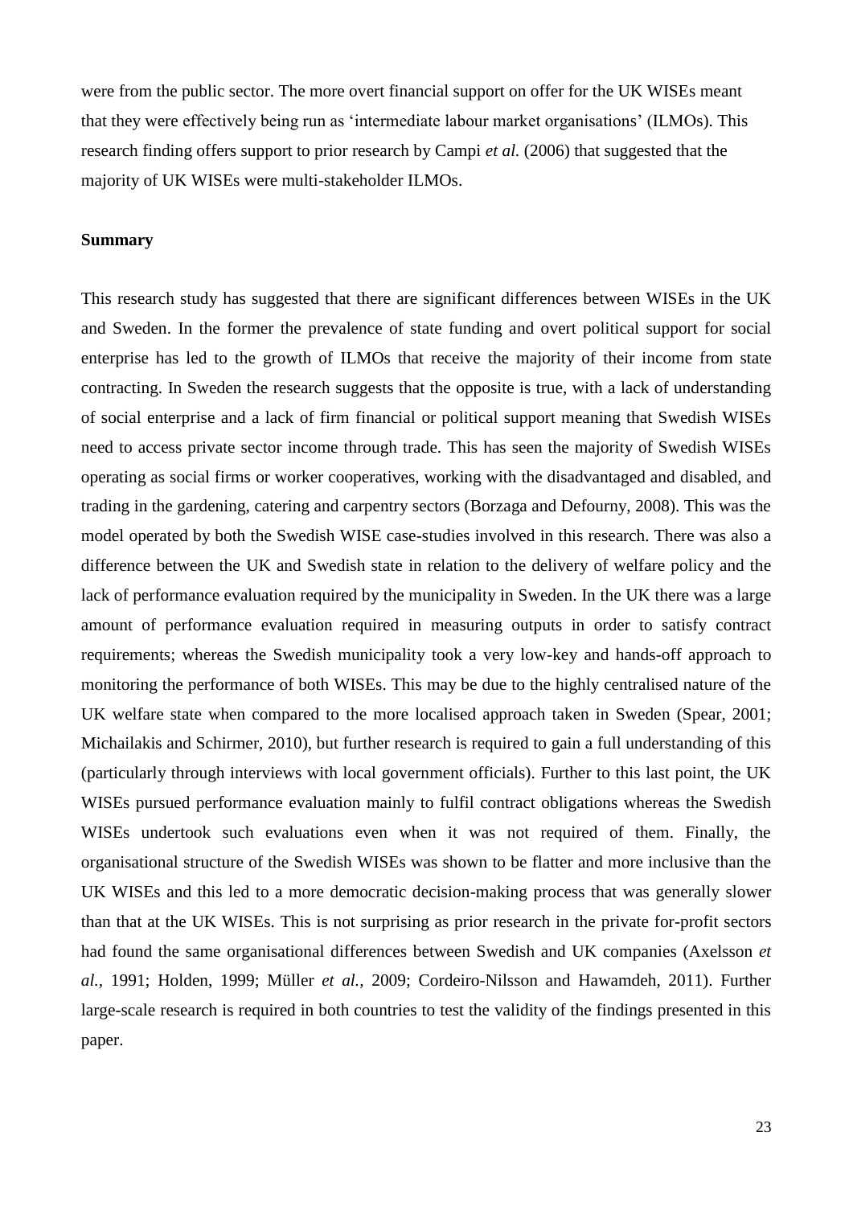were from the public sector. The more overt financial support on offer for the UK WISEs meant that they were effectively being run as 'intermediate labour market organisations' (ILMOs). This research finding offers support to prior research by Campi *et al.* (2006) that suggested that the majority of UK WISEs were multi-stakeholder ILMOs.

**Summary**

This research study has suggested that there are significant differences between WISEs in the UK and Sweden. In the former the prevalence of state funding and overt political support for social enterprise has led to the growth of ILMOs that receive the majority of their income from state contracting. In Sweden the research suggests that the opposite is true, with a lack of understanding of social enterprise and a lack of firm financial or political support meaning that Swedish WISEs need to access private sector income through trade. This has seen the majority of Swedish WISEs operating as social firms or worker cooperatives, working with the disadvantaged and disabled, and trading in the gardening, catering and carpentry sectors (Borzaga and Defourny, 2008). This was the model operated by both the Swedish WISE case-studies involved in this research. There was also a difference between the UK and Swedish state in relation to the delivery of welfare policy and the lack of performance evaluation required by the municipality in Sweden. In the UK there was a large amount of performance evaluation required in measuring outputs in order to satisfy contract requirements; whereas the Swedish municipality took a very low-key and hands-off approach to monitoring the performance of both WISEs. This may be due to the highly centralised nature of the UK welfare state when compared to the more localised approach taken in Sweden (Spear, 2001; Michailakis and Schirmer, 2010), but further research is required to gain a full understanding of this (particularly through interviews with local government officials). Further to this last point, the UK WISEs pursued performance evaluation mainly to fulfil contract obligations whereas the Swedish WISEs undertook such evaluations even when it was not required of them. Finally, the organisational structure of the Swedish WISEs was shown to be flatter and more inclusive than the UK WISEs and this led to a more democratic decision-making process that was generally slower than that at the UK WISEs. This is not surprising as prior research in the private for-profit sectors had found the same organisational differences between Swedish and UK companies (Axelsson *et al.,* 1991; Holden, 1999; Müller *et al.,* 2009; Cordeiro-Nilsson and Hawamdeh, 2011). Further large-scale research is required in both countries to test the validity of the findings presented in this paper.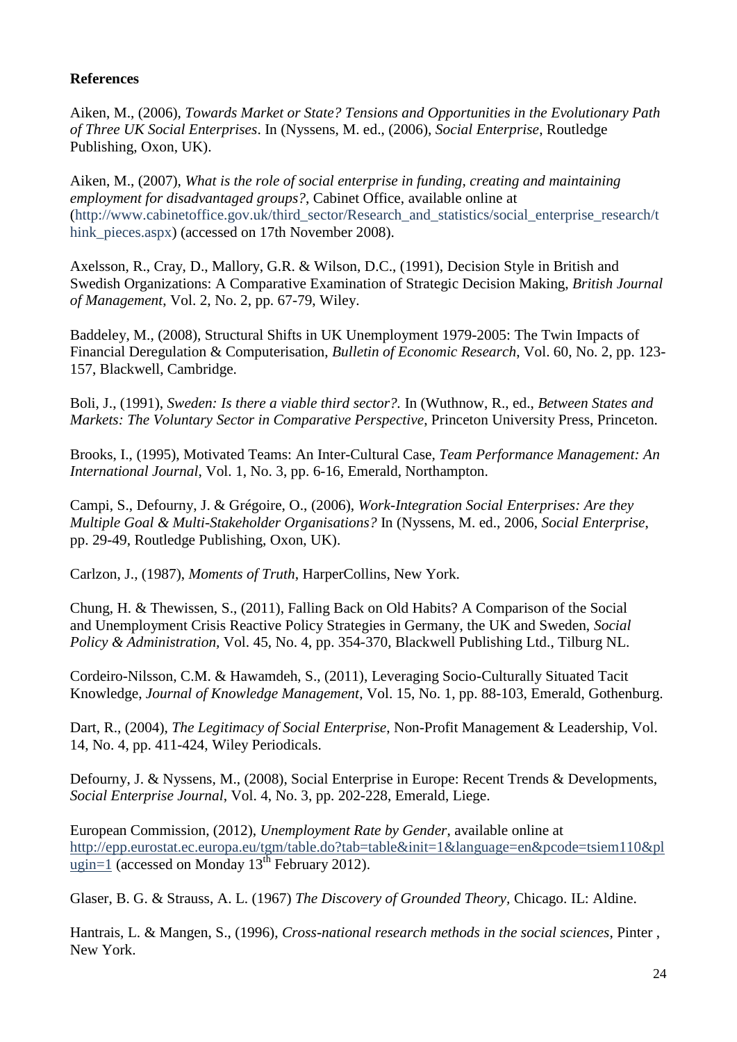**References**

Aiken, M., (2006), *Towards Market or State? Tensions and Opportunities in the Evolutionary Path of Three UK Social Enterprises*. In (Nyssens, M. ed., (2006), *Social Enterprise*, Routledge Publishing, Oxon, UK).

Aiken, M., (2007), *What is the role of social enterprise in funding, creating and maintaining employment for disadvantaged groups?*, Cabinet Office, available online at (http://www.cabinetoffice.gov.uk/third_sector/Research_and_statistics/social_enterprise_research/think_pieces.aspx) (accessed on 17th November 2008).

Axelsson, R., Cray, D., Mallory, G.R. & Wilson, D.C., (1991), Decision Style in British and Swedish Organizations: A Comparative Examination of Strategic Decision Making, *British Journal of Management*, Vol. 2, No. 2, pp. 67-79, Wiley.

Baddeley, M., (2008), Structural Shifts in UK Unemployment 1979-2005: The Twin Impacts of Financial Deregulation & Computerisation, *Bulletin of Economic Research*, Vol. 60, No. 2, pp. 123-157, Blackwell, Cambridge.

Boli, J., (1991), *Sweden: Is there a viable third sector?.* In (Wuthnow, R., ed., *Between States and Markets: The Voluntary Sector in Comparative Perspective*, Princeton University Press, Princeton.

Brooks, I., (1995), Motivated Teams: An Inter-Cultural Case, *Team Performance Management: An International Journal*, Vol. 1, No. 3, pp. 6-16, Emerald, Northampton.

Campi, S., Defourny, J. & Grégoire, O., (2006), *Work-Integration Social Enterprises: Are they Multiple Goal & Multi-Stakeholder Organisations?* In (Nyssens, M. ed., 2006, *Social Enterprise*, pp. 29-49, Routledge Publishing, Oxon, UK).

Carlzon, J., (1987), *Moments of Truth*, HarperCollins, New York.

Chung, H. & Thewissen, S., (2011), Falling Back on Old Habits? A Comparison of the Social and Unemployment Crisis Reactive Policy Strategies in Germany, the UK and Sweden, *Social Policy & Administration,* Vol. 45, No. 4, pp. 354-370, Blackwell Publishing Ltd., Tilburg NL.

Cordeiro-Nilsson, C.M. & Hawamdeh, S., (2011), Leveraging Socio-Culturally Situated Tacit Knowledge, *Journal of Knowledge Management*, Vol. 15, No. 1, pp. 88-103, Emerald, Gothenburg.

Dart, R., (2004), *The Legitimacy of Social Enterprise*, Non-Profit Management & Leadership, Vol. 14, No. 4, pp. 411-424, Wiley Periodicals.

Defourny, J. & Nyssens, M., (2008), Social Enterprise in Europe: Recent Trends & Developments, *Social Enterprise Journal*, Vol. 4, No. 3, pp. 202-228, Emerald, Liege.

European Commission, (2012), *Unemployment Rate by Gender*, available online at http://epp.eurostat.ec.europa.eu/tgm/table.do?tab=table&init=1&language=en&pcode=tsiem110&plugin=1 (accessed on Monday 13th February 2012).

Glaser, B. G. & Strauss, A. L. (1967) *The Discovery of Grounded Theory*, Chicago. IL: Aldine.

Hantrais, L. & Mangen, S., (1996), *Cross-national research methods in the social sciences*, Pinter , New York.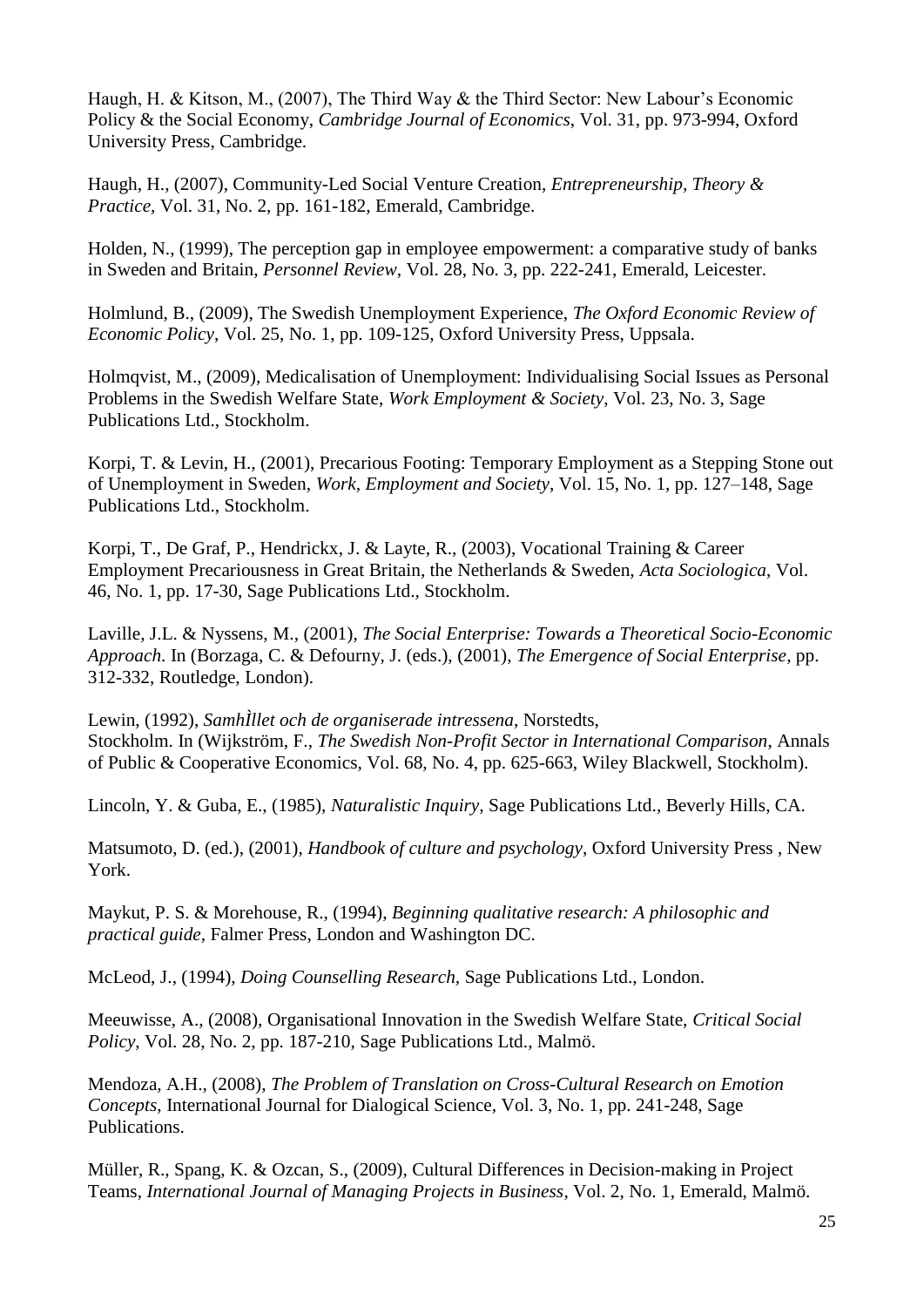Haugh, H. & Kitson, M., (2007), The Third Way & the Third Sector: New Labour's Economic Policy & the Social Economy, *Cambridge Journal of Economics*, Vol. 31, pp. 973-994, Oxford University Press, Cambridge.

Haugh, H., (2007), Community-Led Social Venture Creation, *Entrepreneurship, Theory & Practice,* Vol. 31, No. 2, pp. 161-182, Emerald, Cambridge.

Holden, N., (1999), The perception gap in employee empowerment: a comparative study of banks in Sweden and Britain, *Personnel Review*, Vol. 28, No. 3, pp. 222-241, Emerald, Leicester.

Holmlund, B., (2009), The Swedish Unemployment Experience, *The Oxford Economic Review of Economic Policy*, Vol. 25, No. 1, pp. 109-125, Oxford University Press, Uppsala.

Holmqvist, M., (2009), Medicalisation of Unemployment: Individualising Social Issues as Personal Problems in the Swedish Welfare State, *Work Employment & Society*, Vol. 23, No. 3, Sage Publications Ltd., Stockholm.

Korpi, T. & Levin, H., (2001), Precarious Footing: Temporary Employment as a Stepping Stone out of Unemployment in Sweden, *Work, Employment and Society*, Vol. 15, No. 1, pp. 127–148, Sage Publications Ltd., Stockholm.

Korpi, T., De Graf, P., Hendrickx, J. & Layte, R., (2003), Vocational Training & Career Employment Precariousness in Great Britain, the Netherlands & Sweden, *Acta Sociologica*, Vol. 46, No. 1, pp. 17-30, Sage Publications Ltd., Stockholm.

Laville, J.L. & Nyssens, M., (2001), *The Social Enterprise: Towards a Theoretical Socio-Economic Approach.* In (Borzaga, C. & Defourny, J. (eds.), (2001), *The Emergence of Social Enterprise*, pp. 312-332, Routledge, London).

Lewin, (1992), *SamhÌllet och de organiserade intressena*, Norstedts, Stockholm. In (Wijkström, F., *The Swedish Non-Profit Sector in International Comparison*, Annals of Public & Cooperative Economics, Vol. 68, No. 4, pp. 625-663, Wiley Blackwell, Stockholm).

Lincoln, Y. & Guba, E., (1985), *Naturalistic Inquiry,* Sage Publications Ltd., Beverly Hills, CA.

Matsumoto, D. (ed.), (2001), *Handbook of culture and psychology*, Oxford University Press , New York.

Maykut, P. S. & Morehouse, R., (1994), *Beginning qualitative research: A philosophic and practical guide*, Falmer Press, London and Washington DC.

McLeod, J., (1994), *Doing Counselling Research,* Sage Publications Ltd., London.

Meeuwisse, A., (2008), Organisational Innovation in the Swedish Welfare State, *Critical Social Policy*, Vol. 28, No. 2, pp. 187-210, Sage Publications Ltd., Malmö.

Mendoza, A.H., (2008), *The Problem of Translation on Cross-Cultural Research on Emotion Concepts*, International Journal for Dialogical Science, Vol. 3, No. 1, pp. 241-248, Sage Publications.

Müller, R., Spang, K. & Ozcan, S., (2009), Cultural Differences in Decision-making in Project Teams, *International Journal of Managing Projects in Business*, Vol. 2, No. 1, Emerald, Malmö.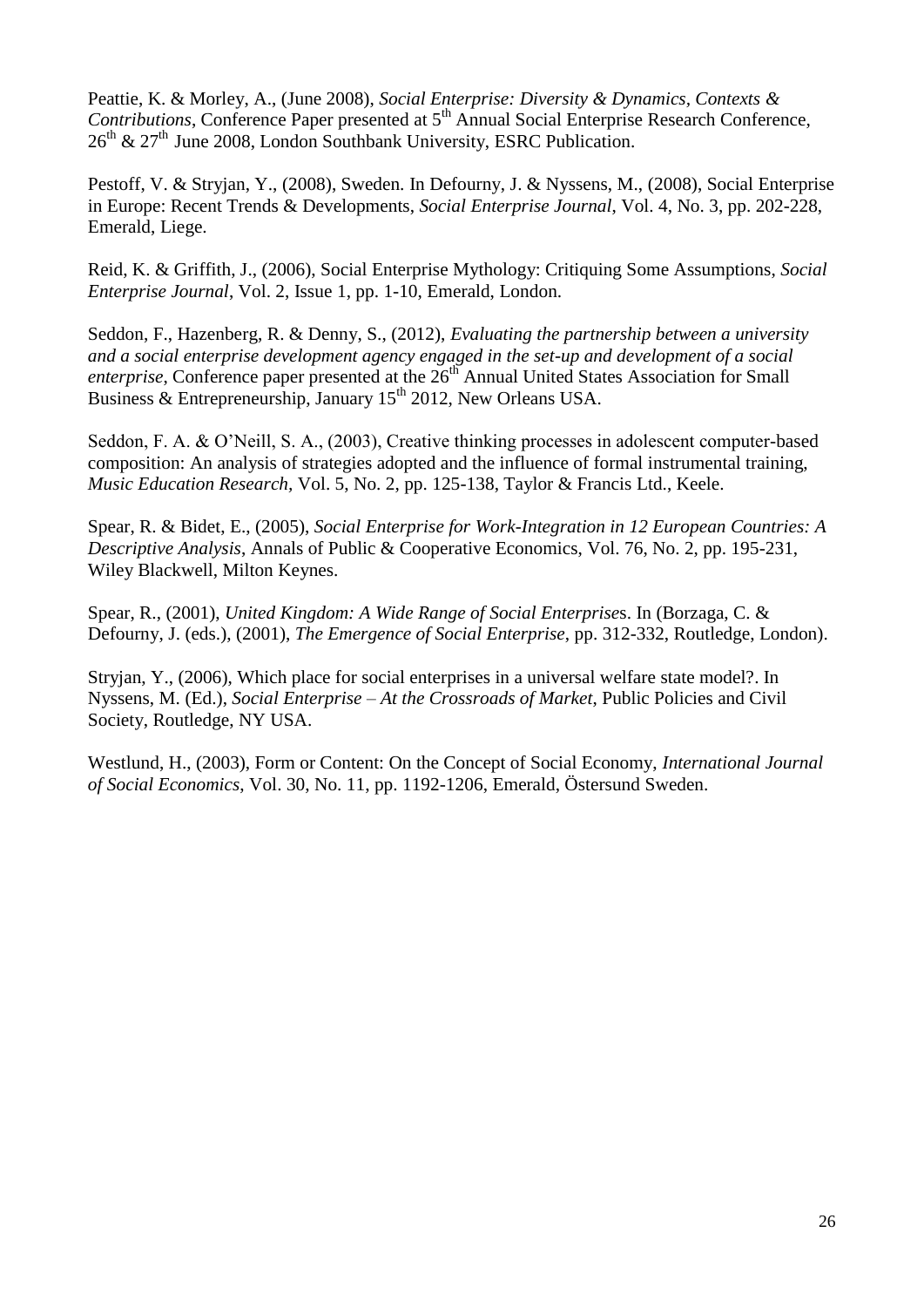Peattie, K. & Morley, A., (June 2008), *Social Enterprise: Diversity & Dynamics, Contexts & Contributions*, Conference Paper presented at 5th Annual Social Enterprise Research Conference, 26th & 27th June 2008, London Southbank University, ESRC Publication.

Pestoff, V. & Stryjan, Y., (2008), Sweden. In Defourny, J. & Nyssens, M., (2008), Social Enterprise in Europe: Recent Trends & Developments, *Social Enterprise Journal*, Vol. 4, No. 3, pp. 202-228, Emerald, Liege.

Reid, K. & Griffith, J., (2006), Social Enterprise Mythology: Critiquing Some Assumptions, *Social Enterprise Journal*, Vol. 2, Issue 1, pp. 1-10, Emerald, London.

Seddon, F., Hazenberg, R. & Denny, S., (2012), *Evaluating the partnership between a university and a social enterprise development agency engaged in the set-up and development of a social enterprise*, Conference paper presented at the 26th Annual United States Association for Small Business & Entrepreneurship, January 15th 2012, New Orleans USA.

Seddon, F. A. & O'Neill, S. A., (2003), Creative thinking processes in adolescent computer-based composition: An analysis of strategies adopted and the influence of formal instrumental training, *Music Education Research*, Vol. 5, No. 2, pp. 125-138, Taylor & Francis Ltd., Keele.

Spear, R. & Bidet, E., (2005), *Social Enterprise for Work-Integration in 12 European Countries: A Descriptive Analysis*, Annals of Public & Cooperative Economics, Vol. 76, No. 2, pp. 195-231, Wiley Blackwell, Milton Keynes.

Spear, R., (2001), *United Kingdom: A Wide Range of Social Enterprises*. In (Borzaga, C. & Defourny, J. (eds.), (2001), *The Emergence of Social Enterprise*, pp. 312-332, Routledge, London).

Stryjan, Y., (2006), Which place for social enterprises in a universal welfare state model?. In Nyssens, M. (Ed.), *Social Enterprise – At the Crossroads of Market*, Public Policies and Civil Society, Routledge, NY USA.

Westlund, H., (2003), Form or Content: On the Concept of Social Economy, *International Journal of Social Economics*, Vol. 30, No. 11, pp. 1192-1206, Emerald, Östersund Sweden.